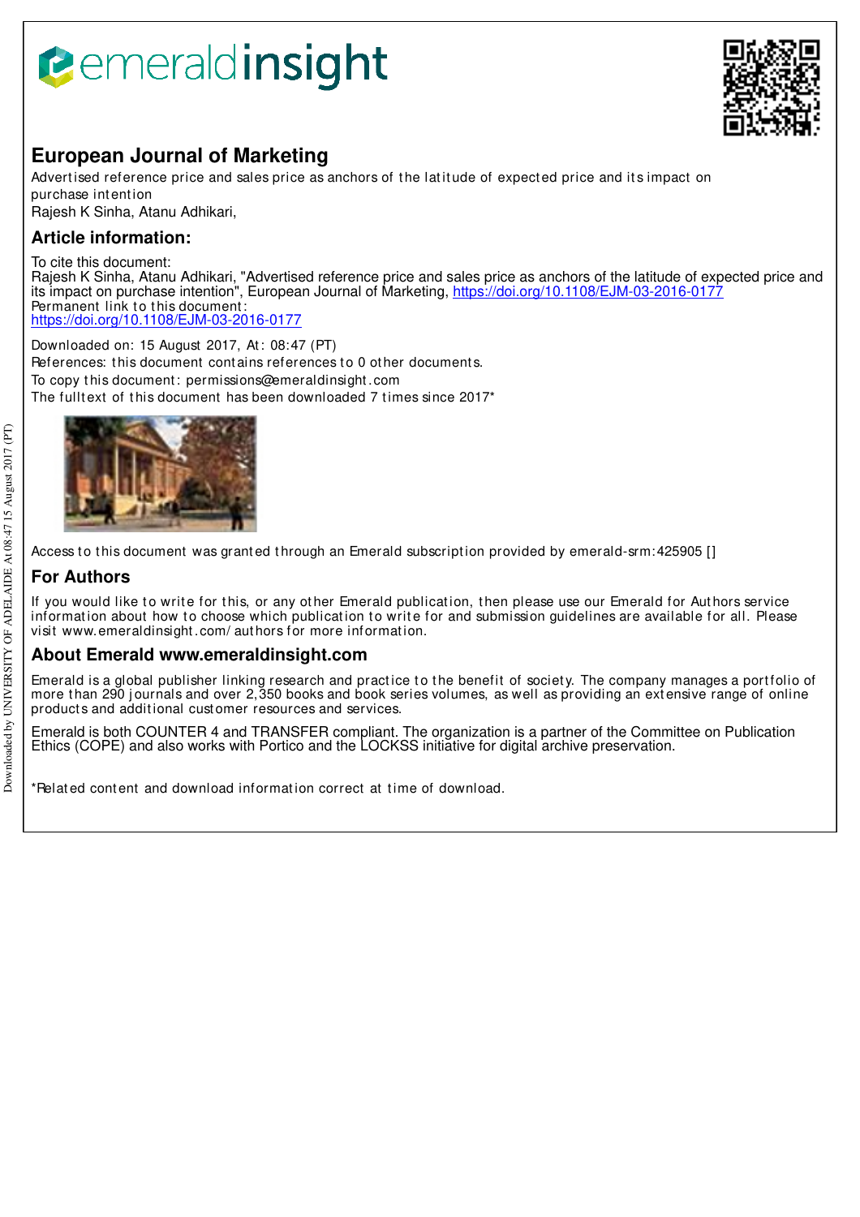# European Journal of Marketing

Advertised reference price and sales price as anchors of the latitude of expected price and its impact on purchase intention

Rajesh K Sinha, Atanu Adhikari,

## Article information:

To cite this document:
Rajesh K Sinha, Atanu Adhikari, "Advertised reference price and sales price as anchors of the latitude of expected price and its impact on purchase intention", European Journal of Marketing, https://doi.org/10.1108/EJM-03-2016-0177

Permanent link to this document:
https://doi.org/10.1108/EJM-03-2016-0177

Downloaded on: 15 August 2017, At: 08:47 (PT)

References: this document contains references to 0 other documents.

To copy this document: permissions@emeraldinsight.com

The fulltext of this document has been downloaded 7 times since 2017*

Access to this document was granted through an Emerald subscription provided by emerald-srm:425905 []

## For Authors

If you would like to write for this, or any other Emerald publication, then please use our Emerald for Authors service information about how to choose which publication to write for and submission guidelines are available for all. Please visit www.emeraldinsight.com/authors for more information.

## About Emerald www.emeraldinsight.com

Emerald is a global publisher linking research and practice to the benefit of society. The company manages a portfolio of more than 290 journals and over 2,350 books and book series volumes, as well as providing an extensive range of online products and additional customer resources and services.

Emerald is both COUNTER 4 and TRANSFER compliant. The organization is a partner of the Committee on Publication Ethics (COPE) and also works with Portico and the LOCKSS initiative for digital archive preservation.

*Related content and download information correct at time of download.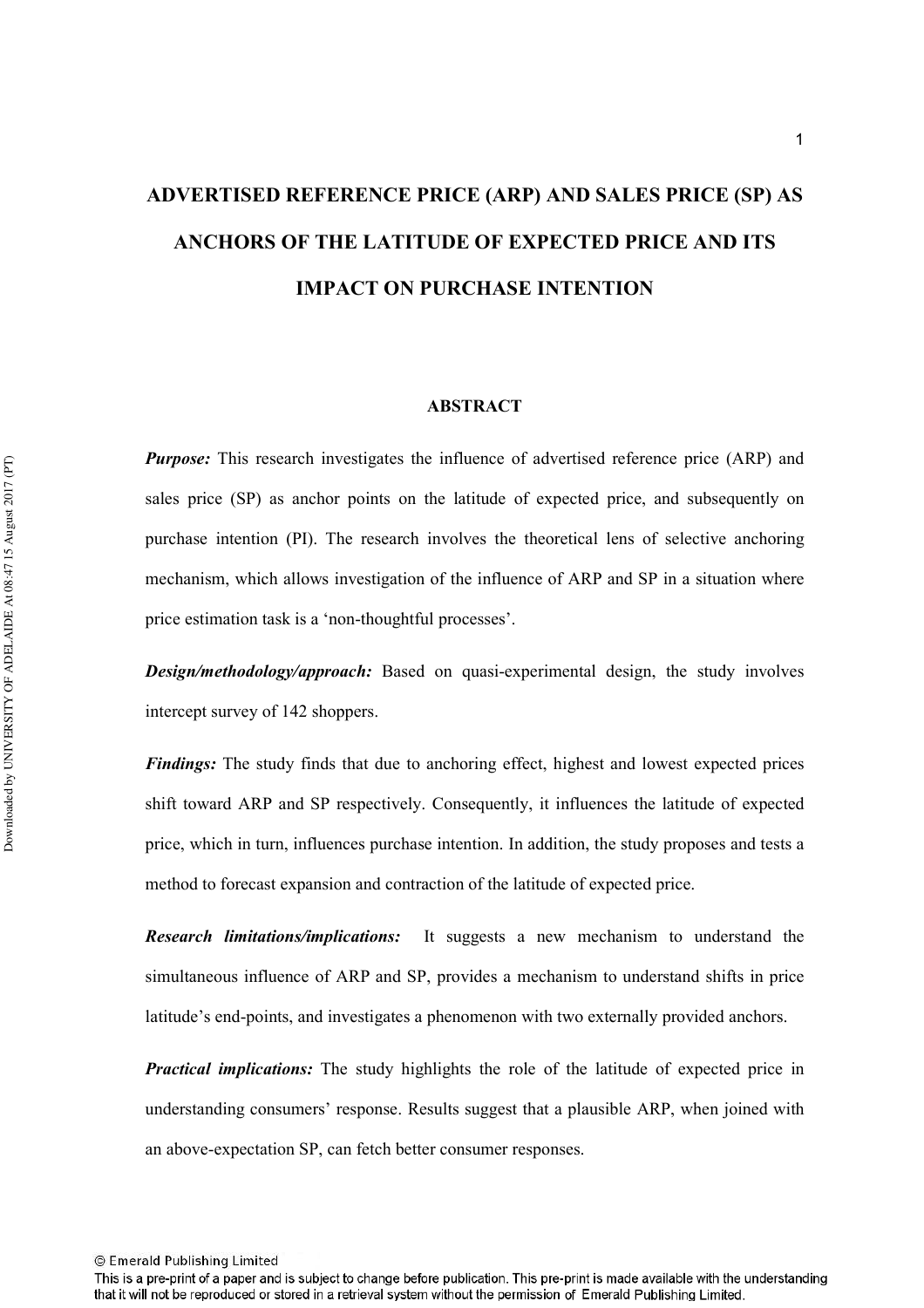# ADVERTISED REFERENCE PRICE (ARP) AND SALES PRICE (SP) AS ANCHORS OF THE LATITUDE OF EXPECTED PRICE AND ITS IMPACT ON PURCHASE INTENTION

## ABSTRACT

***Purpose:*** This research investigates the influence of advertised reference price (ARP) and sales price (SP) as anchor points on the latitude of expected price, and subsequently on purchase intention (PI). The research involves the theoretical lens of selective anchoring mechanism, which allows investigation of the influence of ARP and SP in a situation where price estimation task is a 'non-thoughtful processes'.

***Design/methodology/approach:*** Based on quasi-experimental design, the study involves intercept survey of 142 shoppers.

***Findings:*** The study finds that due to anchoring effect, highest and lowest expected prices shift toward ARP and SP respectively. Consequently, it influences the latitude of expected price, which in turn, influences purchase intention. In addition, the study proposes and tests a method to forecast expansion and contraction of the latitude of expected price.

***Research limitations/implications:*** It suggests a new mechanism to understand the simultaneous influence of ARP and SP, provides a mechanism to understand shifts in price latitude's end-points, and investigates a phenomenon with two externally provided anchors.

***Practical implications:*** The study highlights the role of the latitude of expected price in understanding consumers' response. Results suggest that a plausible ARP, when joined with an above-expectation SP, can fetch better consumer responses.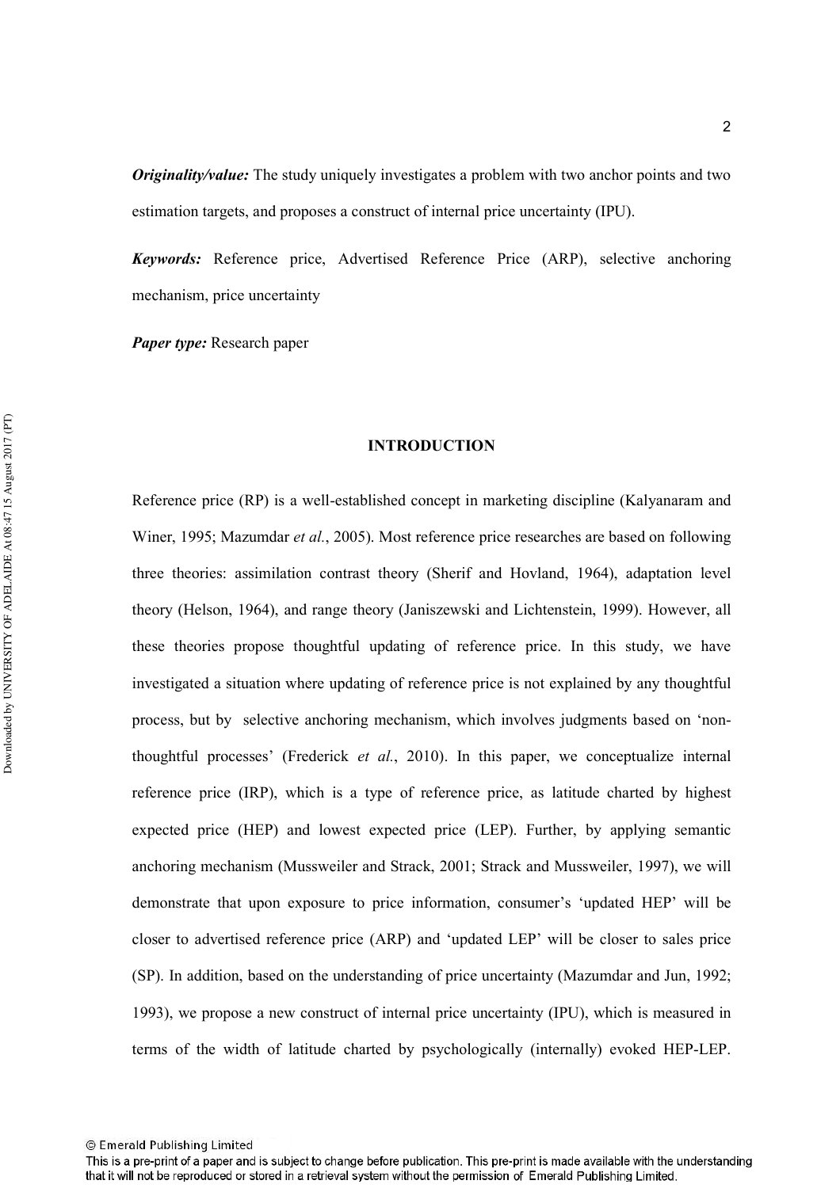***Originality/value:*** The study uniquely investigates a problem with two anchor points and two estimation targets, and proposes a construct of internal price uncertainty (IPU).

***Keywords:*** Reference price, Advertised Reference Price (ARP), selective anchoring mechanism, price uncertainty

***Paper type:*** Research paper

## INTRODUCTION

Reference price (RP) is a well-established concept in marketing discipline (Kalyanaram and Winer, 1995; Mazumdar *et al.*, 2005). Most reference price researches are based on following three theories: assimilation contrast theory (Sherif and Hovland, 1964), adaptation level theory (Helson, 1964), and range theory (Janiszewski and Lichtenstein, 1999). However, all these theories propose thoughtful updating of reference price. In this study, we have investigated a situation where updating of reference price is not explained by any thoughtful process, but by selective anchoring mechanism, which involves judgments based on 'non-thoughtful processes' (Frederick *et al.*, 2010). In this paper, we conceptualize internal reference price (IRP), which is a type of reference price, as latitude charted by highest expected price (HEP) and lowest expected price (LEP). Further, by applying semantic anchoring mechanism (Mussweiler and Strack, 2001; Strack and Mussweiler, 1997), we will demonstrate that upon exposure to price information, consumer's 'updated HEP' will be closer to advertised reference price (ARP) and 'updated LEP' will be closer to sales price (SP). In addition, based on the understanding of price uncertainty (Mazumdar and Jun, 1992; 1993), we propose a new construct of internal price uncertainty (IPU), which is measured in terms of the width of latitude charted by psychologically (internally) evoked HEP-LEP.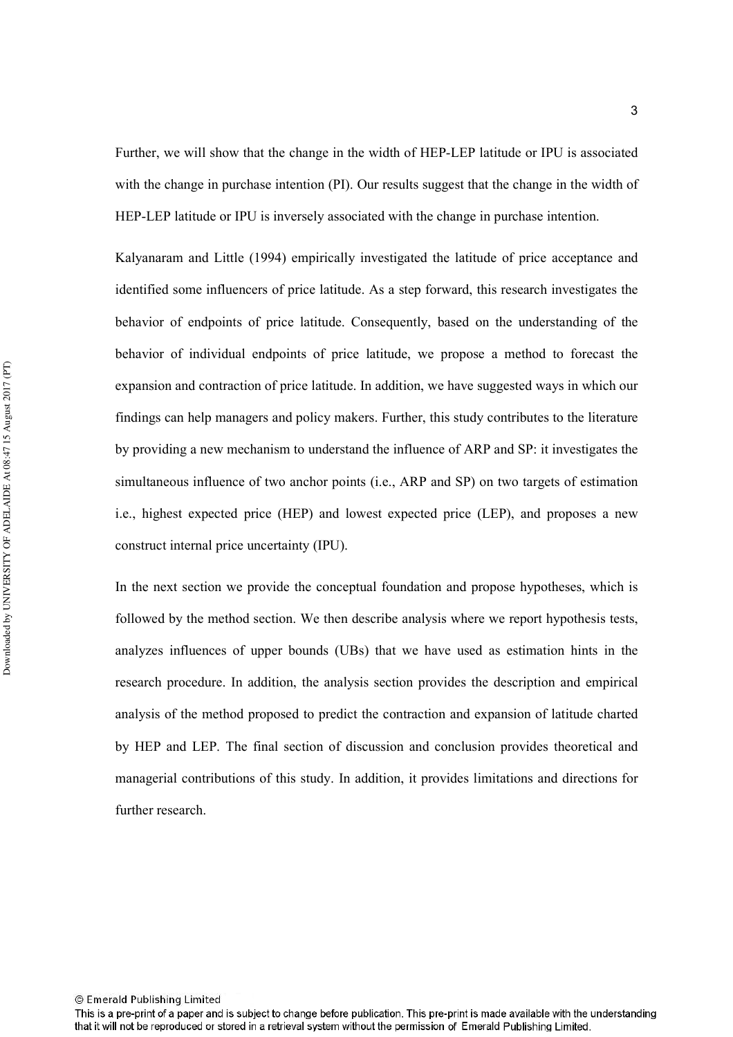Further, we will show that the change in the width of HEP-LEP latitude or IPU is associated with the change in purchase intention (PI). Our results suggest that the change in the width of HEP-LEP latitude or IPU is inversely associated with the change in purchase intention.

Kalyanaram and Little (1994) empirically investigated the latitude of price acceptance and identified some influencers of price latitude. As a step forward, this research investigates the behavior of endpoints of price latitude. Consequently, based on the understanding of the behavior of individual endpoints of price latitude, we propose a method to forecast the expansion and contraction of price latitude. In addition, we have suggested ways in which our findings can help managers and policy makers. Further, this study contributes to the literature by providing a new mechanism to understand the influence of ARP and SP: it investigates the simultaneous influence of two anchor points (i.e., ARP and SP) on two targets of estimation i.e., highest expected price (HEP) and lowest expected price (LEP), and proposes a new construct internal price uncertainty (IPU).

In the next section we provide the conceptual foundation and propose hypotheses, which is followed by the method section. We then describe analysis where we report hypothesis tests, analyzes influences of upper bounds (UBs) that we have used as estimation hints in the research procedure. In addition, the analysis section provides the description and empirical analysis of the method proposed to predict the contraction and expansion of latitude charted by HEP and LEP. The final section of discussion and conclusion provides theoretical and managerial contributions of this study. In addition, it provides limitations and directions for further research.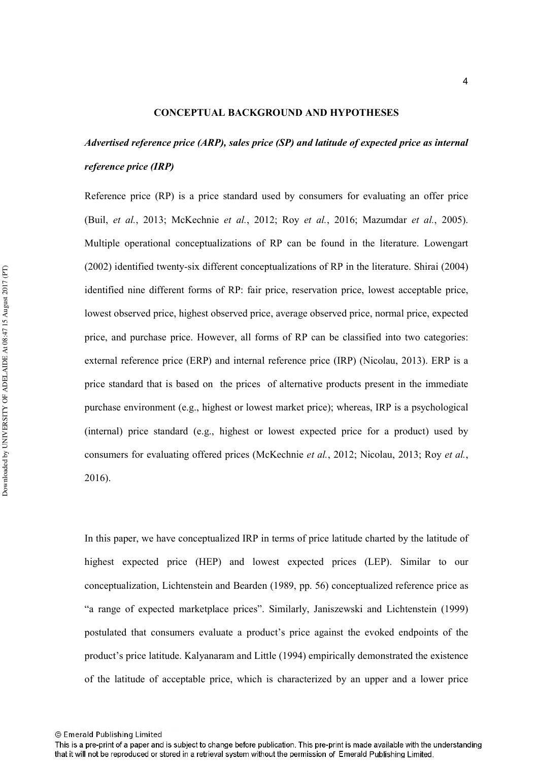## CONCEPTUAL BACKGROUND AND HYPOTHESES

### *Advertised reference price (ARP), sales price (SP) and latitude of expected price as internal reference price (IRP)*

Reference price (RP) is a price standard used by consumers for evaluating an offer price (Buil, *et al.*, 2013; McKechnie *et al.*, 2012; Roy *et al.*, 2016; Mazumdar *et al.*, 2005). Multiple operational conceptualizations of RP can be found in the literature. Lowengart (2002) identified twenty-six different conceptualizations of RP in the literature. Shirai (2004) identified nine different forms of RP: fair price, reservation price, lowest acceptable price, lowest observed price, highest observed price, average observed price, normal price, expected price, and purchase price. However, all forms of RP can be classified into two categories: external reference price (ERP) and internal reference price (IRP) (Nicolau, 2013). ERP is a price standard that is based on the prices of alternative products present in the immediate purchase environment (e.g., highest or lowest market price); whereas, IRP is a psychological (internal) price standard (e.g., highest or lowest expected price for a product) used by consumers for evaluating offered prices (McKechnie *et al.*, 2012; Nicolau, 2013; Roy *et al.*, 2016).

In this paper, we have conceptualized IRP in terms of price latitude charted by the latitude of highest expected price (HEP) and lowest expected prices (LEP). Similar to our conceptualization, Lichtenstein and Bearden (1989, pp. 56) conceptualized reference price as "a range of expected marketplace prices". Similarly, Janiszewski and Lichtenstein (1999) postulated that consumers evaluate a product's price against the evoked endpoints of the product's price latitude. Kalyanaram and Little (1994) empirically demonstrated the existence of the latitude of acceptable price, which is characterized by an upper and a lower price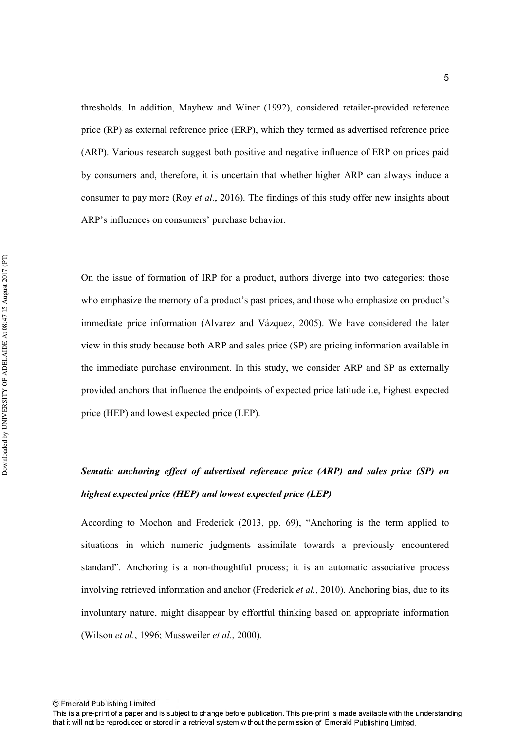thresholds. In addition, Mayhew and Winer (1992), considered retailer-provided reference price (RP) as external reference price (ERP), which they termed as advertised reference price (ARP). Various research suggest both positive and negative influence of ERP on prices paid by consumers and, therefore, it is uncertain that whether higher ARP can always induce a consumer to pay more (Roy *et al.*, 2016). The findings of this study offer new insights about ARP's influences on consumers' purchase behavior.

On the issue of formation of IRP for a product, authors diverge into two categories: those who emphasize the memory of a product's past prices, and those who emphasize on product's immediate price information (Alvarez and Vázquez, 2005). We have considered the later view in this study because both ARP and sales price (SP) are pricing information available in the immediate purchase environment. In this study, we consider ARP and SP as externally provided anchors that influence the endpoints of expected price latitude i.e, highest expected price (HEP) and lowest expected price (LEP).

***Sematic anchoring effect of advertised reference price (ARP) and sales price (SP) on highest expected price (HEP) and lowest expected price (LEP)***

According to Mochon and Frederick (2013, pp. 69), "Anchoring is the term applied to situations in which numeric judgments assimilate towards a previously encountered standard". Anchoring is a non-thoughtful process; it is an automatic associative process involving retrieved information and anchor (Frederick *et al.*, 2010). Anchoring bias, due to its involuntary nature, might disappear by effortful thinking based on appropriate information (Wilson *et al.*, 1996; Mussweiler *et al.*, 2000).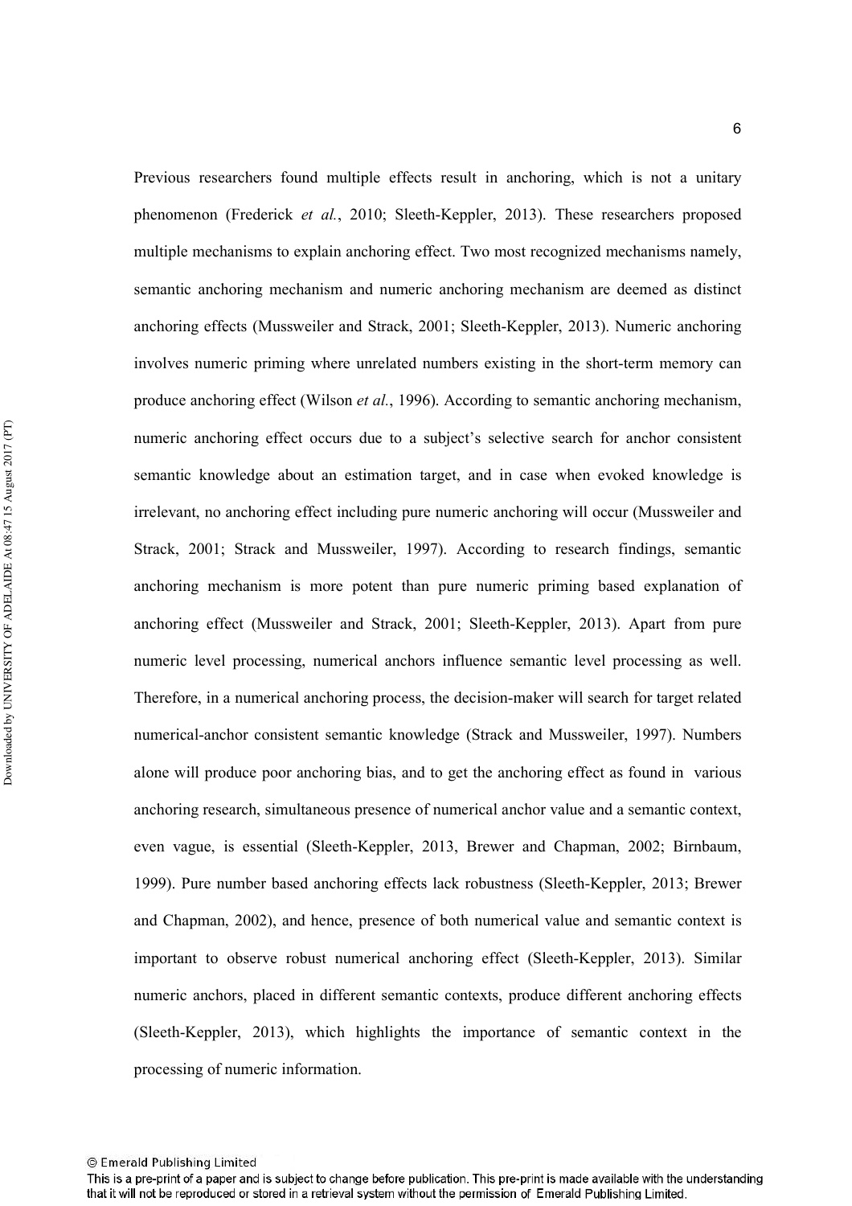Previous researchers found multiple effects result in anchoring, which is not a unitary phenomenon (Frederick *et al.*, 2010; Sleeth-Keppler, 2013). These researchers proposed multiple mechanisms to explain anchoring effect. Two most recognized mechanisms namely, semantic anchoring mechanism and numeric anchoring mechanism are deemed as distinct anchoring effects (Mussweiler and Strack, 2001; Sleeth-Keppler, 2013). Numeric anchoring involves numeric priming where unrelated numbers existing in the short-term memory can produce anchoring effect (Wilson *et al.*, 1996). According to semantic anchoring mechanism, numeric anchoring effect occurs due to a subject's selective search for anchor consistent semantic knowledge about an estimation target, and in case when evoked knowledge is irrelevant, no anchoring effect including pure numeric anchoring will occur (Mussweiler and Strack, 2001; Strack and Mussweiler, 1997). According to research findings, semantic anchoring mechanism is more potent than pure numeric priming based explanation of anchoring effect (Mussweiler and Strack, 2001; Sleeth-Keppler, 2013). Apart from pure numeric level processing, numerical anchors influence semantic level processing as well. Therefore, in a numerical anchoring process, the decision-maker will search for target related numerical-anchor consistent semantic knowledge (Strack and Mussweiler, 1997). Numbers alone will produce poor anchoring bias, and to get the anchoring effect as found in various anchoring research, simultaneous presence of numerical anchor value and a semantic context, even vague, is essential (Sleeth-Keppler, 2013, Brewer and Chapman, 2002; Birnbaum, 1999). Pure number based anchoring effects lack robustness (Sleeth-Keppler, 2013; Brewer and Chapman, 2002), and hence, presence of both numerical value and semantic context is important to observe robust numerical anchoring effect (Sleeth-Keppler, 2013). Similar numeric anchors, placed in different semantic contexts, produce different anchoring effects (Sleeth-Keppler, 2013), which highlights the importance of semantic context in the processing of numeric information.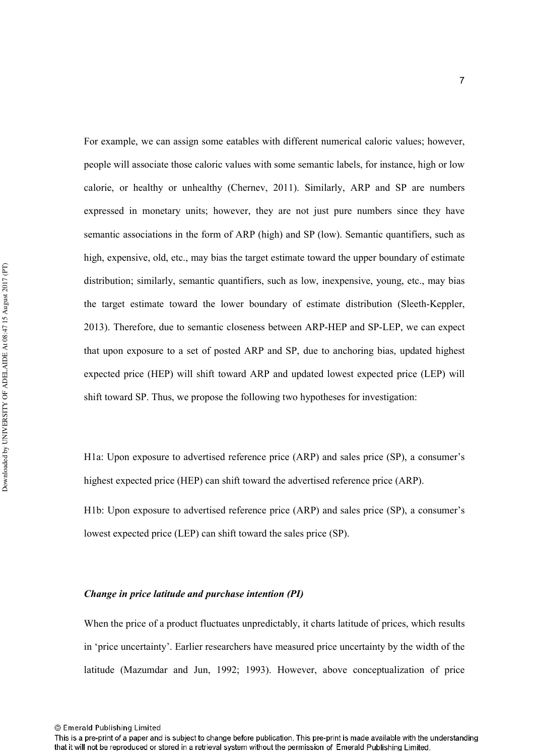For example, we can assign some eatables with different numerical caloric values; however, people will associate those caloric values with some semantic labels, for instance, high or low calorie, or healthy or unhealthy (Chernev, 2011). Similarly, ARP and SP are numbers expressed in monetary units; however, they are not just pure numbers since they have semantic associations in the form of ARP (high) and SP (low). Semantic quantifiers, such as high, expensive, old, etc., may bias the target estimate toward the upper boundary of estimate distribution; similarly, semantic quantifiers, such as low, inexpensive, young, etc., may bias the target estimate toward the lower boundary of estimate distribution (Sleeth-Keppler, 2013). Therefore, due to semantic closeness between ARP-HEP and SP-LEP, we can expect that upon exposure to a set of posted ARP and SP, due to anchoring bias, updated highest expected price (HEP) will shift toward ARP and updated lowest expected price (LEP) will shift toward SP. Thus, we propose the following two hypotheses for investigation:

H1a: Upon exposure to advertised reference price (ARP) and sales price (SP), a consumer's highest expected price (HEP) can shift toward the advertised reference price (ARP).

H1b: Upon exposure to advertised reference price (ARP) and sales price (SP), a consumer's lowest expected price (LEP) can shift toward the sales price (SP).

### *Change in price latitude and purchase intention (PI)*

When the price of a product fluctuates unpredictably, it charts latitude of prices, which results in 'price uncertainty'. Earlier researchers have measured price uncertainty by the width of the latitude (Mazumdar and Jun, 1992; 1993). However, above conceptualization of price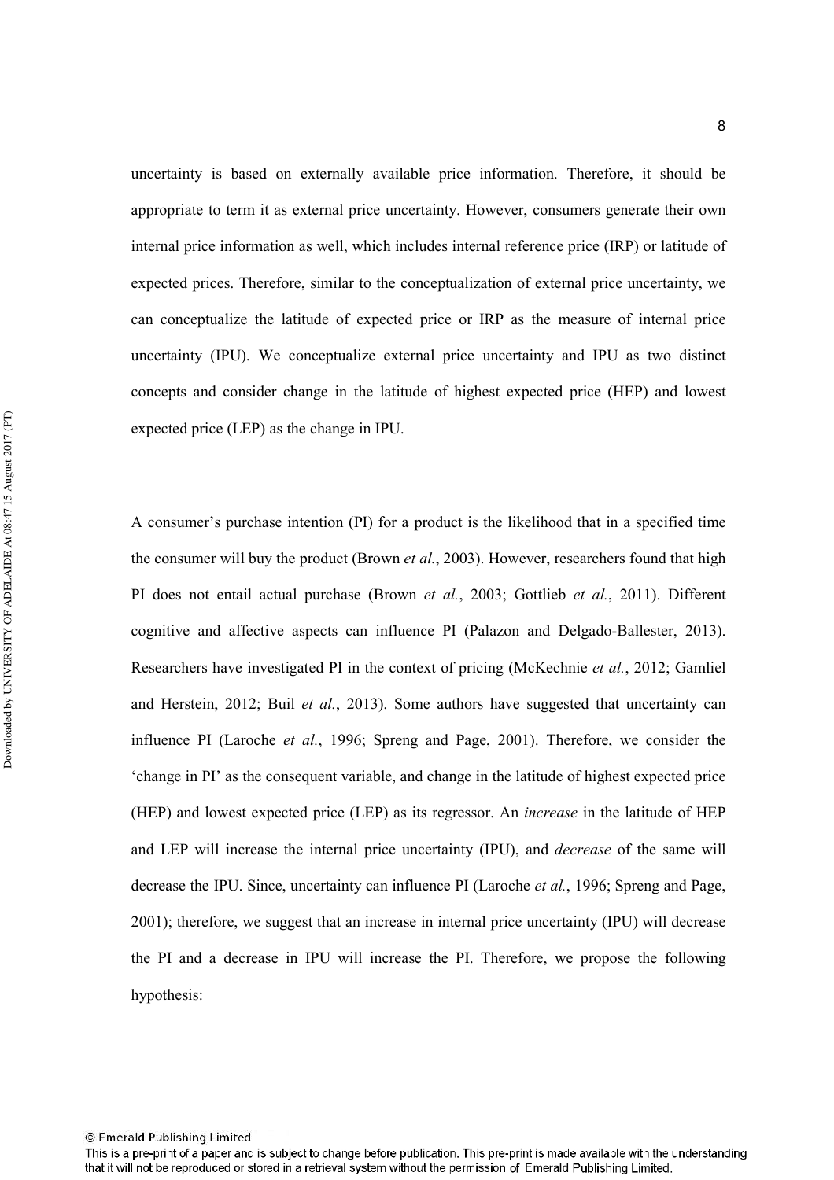uncertainty is based on externally available price information. Therefore, it should be appropriate to term it as external price uncertainty. However, consumers generate their own internal price information as well, which includes internal reference price (IRP) or latitude of expected prices. Therefore, similar to the conceptualization of external price uncertainty, we can conceptualize the latitude of expected price or IRP as the measure of internal price uncertainty (IPU). We conceptualize external price uncertainty and IPU as two distinct concepts and consider change in the latitude of highest expected price (HEP) and lowest expected price (LEP) as the change in IPU.

A consumer's purchase intention (PI) for a product is the likelihood that in a specified time the consumer will buy the product (Brown *et al.*, 2003). However, researchers found that high PI does not entail actual purchase (Brown *et al.*, 2003; Gottlieb *et al.*, 2011). Different cognitive and affective aspects can influence PI (Palazon and Delgado-Ballester, 2013). Researchers have investigated PI in the context of pricing (McKechnie *et al.*, 2012; Gamliel and Herstein, 2012; Buil *et al.*, 2013). Some authors have suggested that uncertainty can influence PI (Laroche *et al.*, 1996; Spreng and Page, 2001). Therefore, we consider the 'change in PI' as the consequent variable, and change in the latitude of highest expected price (HEP) and lowest expected price (LEP) as its regressor. An *increase* in the latitude of HEP and LEP will increase the internal price uncertainty (IPU), and *decrease* of the same will decrease the IPU. Since, uncertainty can influence PI (Laroche *et al.*, 1996; Spreng and Page, 2001); therefore, we suggest that an increase in internal price uncertainty (IPU) will decrease the PI and a decrease in IPU will increase the PI. Therefore, we propose the following hypothesis: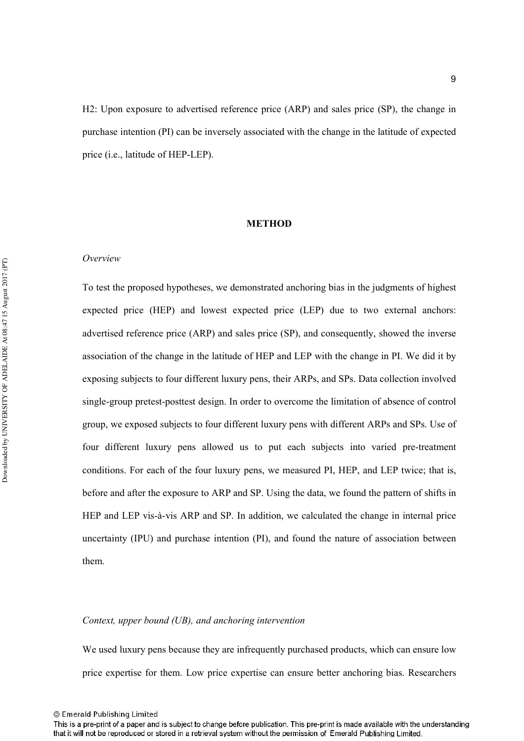H2: Upon exposure to advertised reference price (ARP) and sales price (SP), the change in purchase intention (PI) can be inversely associated with the change in the latitude of expected price (i.e., latitude of HEP-LEP).

## METHOD

### *Overview*

To test the proposed hypotheses, we demonstrated anchoring bias in the judgments of highest expected price (HEP) and lowest expected price (LEP) due to two external anchors: advertised reference price (ARP) and sales price (SP), and consequently, showed the inverse association of the change in the latitude of HEP and LEP with the change in PI. We did it by exposing subjects to four different luxury pens, their ARPs, and SPs. Data collection involved single-group pretest-posttest design. In order to overcome the limitation of absence of control group, we exposed subjects to four different luxury pens with different ARPs and SPs. Use of four different luxury pens allowed us to put each subjects into varied pre-treatment conditions. For each of the four luxury pens, we measured PI, HEP, and LEP twice; that is, before and after the exposure to ARP and SP. Using the data, we found the pattern of shifts in HEP and LEP vis-à-vis ARP and SP. In addition, we calculated the change in internal price uncertainty (IPU) and purchase intention (PI), and found the nature of association between them.

### *Context, upper bound (UB), and anchoring intervention*

We used luxury pens because they are infrequently purchased products, which can ensure low price expertise for them. Low price expertise can ensure better anchoring bias. Researchers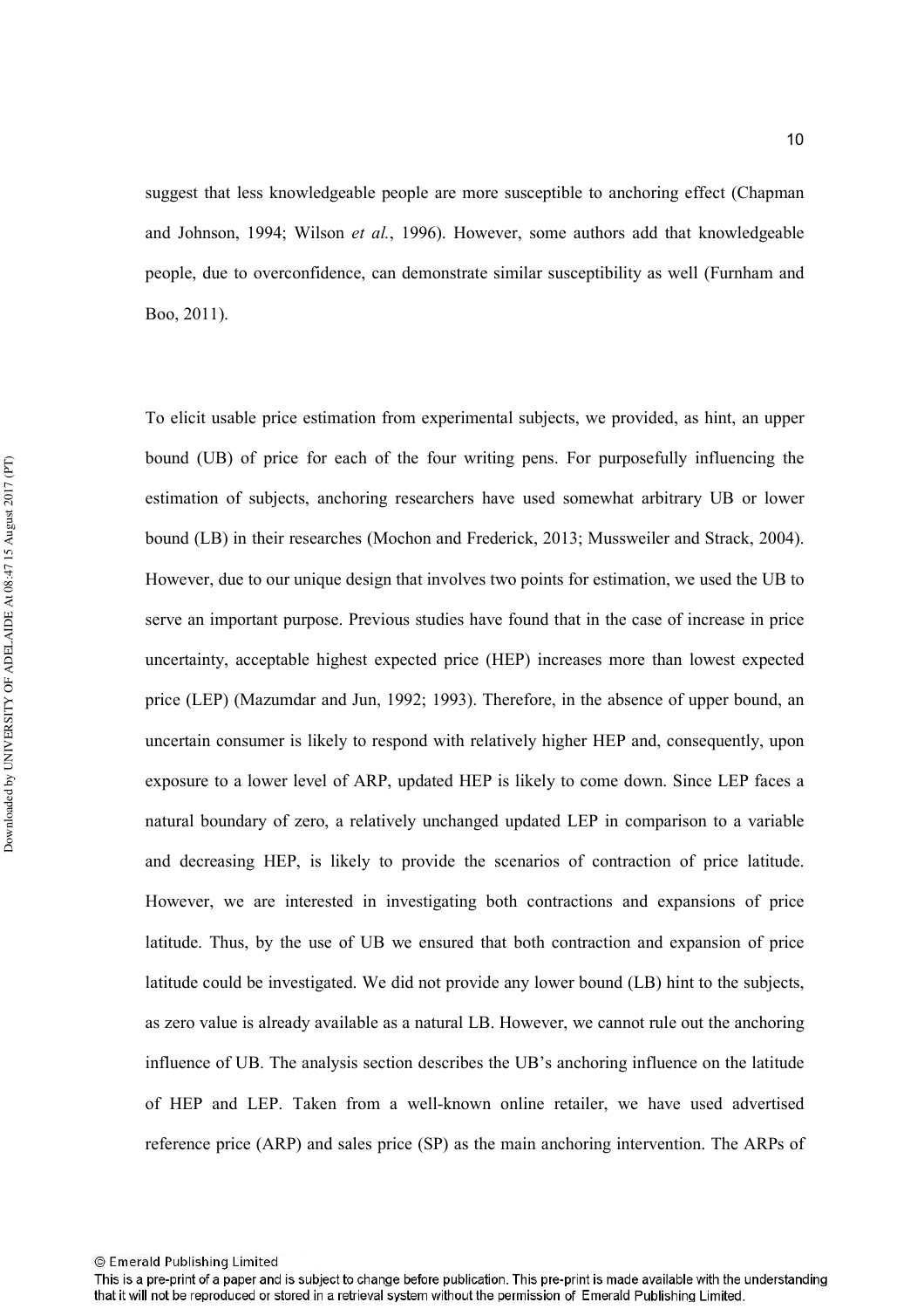suggest that less knowledgeable people are more susceptible to anchoring effect (Chapman and Johnson, 1994; Wilson *et al.*, 1996). However, some authors add that knowledgeable people, due to overconfidence, can demonstrate similar susceptibility as well (Furnham and Boo, 2011).

To elicit usable price estimation from experimental subjects, we provided, as hint, an upper bound (UB) of price for each of the four writing pens. For purposefully influencing the estimation of subjects, anchoring researchers have used somewhat arbitrary UB or lower bound (LB) in their researches (Mochon and Frederick, 2013; Mussweiler and Strack, 2004). However, due to our unique design that involves two points for estimation, we used the UB to serve an important purpose. Previous studies have found that in the case of increase in price uncertainty, acceptable highest expected price (HEP) increases more than lowest expected price (LEP) (Mazumdar and Jun, 1992; 1993). Therefore, in the absence of upper bound, an uncertain consumer is likely to respond with relatively higher HEP and, consequently, upon exposure to a lower level of ARP, updated HEP is likely to come down. Since LEP faces a natural boundary of zero, a relatively unchanged updated LEP in comparison to a variable and decreasing HEP, is likely to provide the scenarios of contraction of price latitude. However, we are interested in investigating both contractions and expansions of price latitude. Thus, by the use of UB we ensured that both contraction and expansion of price latitude could be investigated. We did not provide any lower bound (LB) hint to the subjects, as zero value is already available as a natural LB. However, we cannot rule out the anchoring influence of UB. The analysis section describes the UB's anchoring influence on the latitude of HEP and LEP. Taken from a well-known online retailer, we have used advertised reference price (ARP) and sales price (SP) as the main anchoring intervention. The ARPs of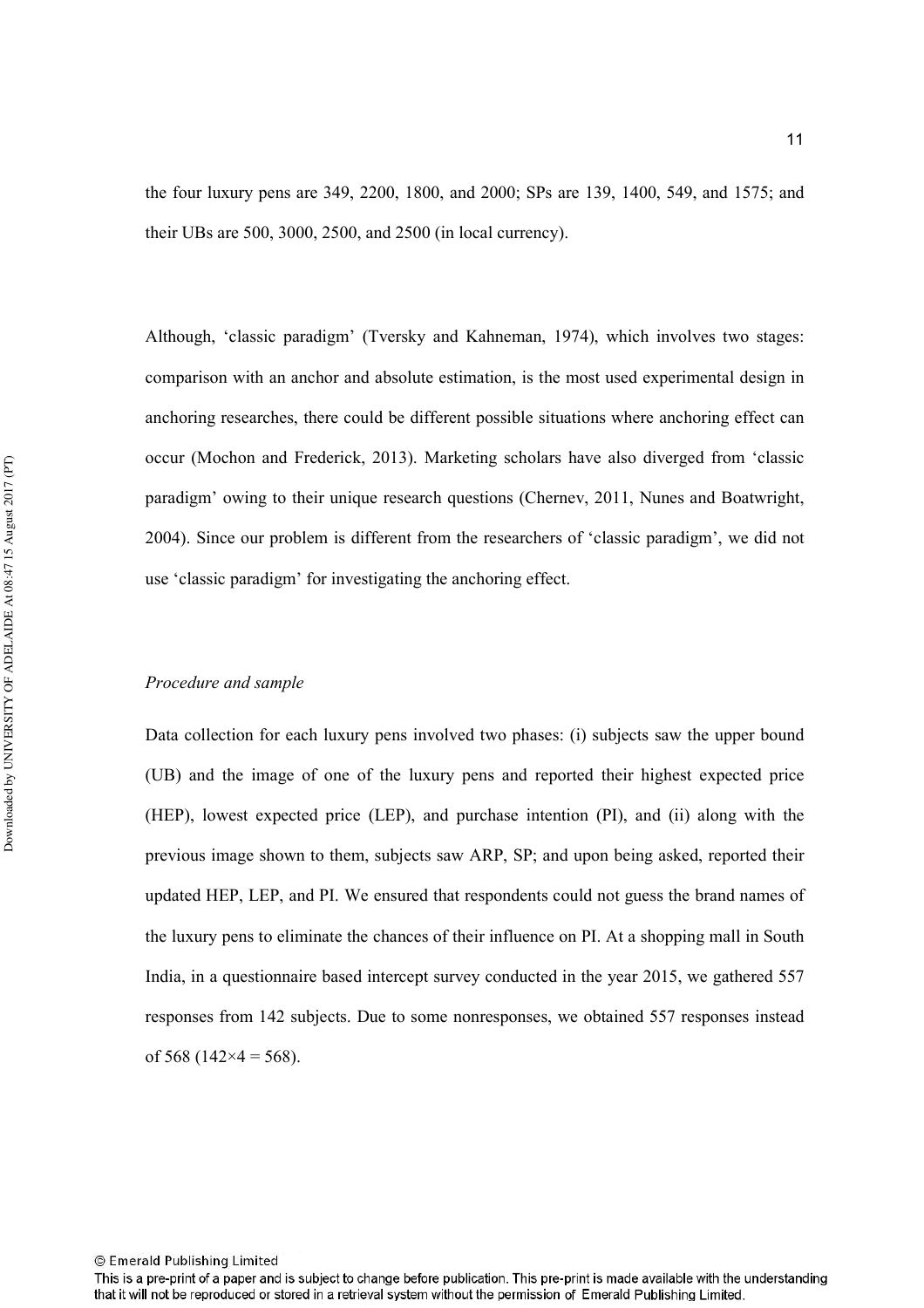the four luxury pens are 349, 2200, 1800, and 2000; SPs are 139, 1400, 549, and 1575; and their UBs are 500, 3000, 2500, and 2500 (in local currency).

Although, 'classic paradigm' (Tversky and Kahneman, 1974), which involves two stages: comparison with an anchor and absolute estimation, is the most used experimental design in anchoring researches, there could be different possible situations where anchoring effect can occur (Mochon and Frederick, 2013). Marketing scholars have also diverged from 'classic paradigm' owing to their unique research questions (Chernev, 2011, Nunes and Boatwright, 2004). Since our problem is different from the researchers of 'classic paradigm', we did not use 'classic paradigm' for investigating the anchoring effect.

*Procedure and sample*

Data collection for each luxury pens involved two phases: (i) subjects saw the upper bound (UB) and the image of one of the luxury pens and reported their highest expected price (HEP), lowest expected price (LEP), and purchase intention (PI), and (ii) along with the previous image shown to them, subjects saw ARP, SP; and upon being asked, reported their updated HEP, LEP, and PI. We ensured that respondents could not guess the brand names of the luxury pens to eliminate the chances of their influence on PI. At a shopping mall in South India, in a questionnaire based intercept survey conducted in the year 2015, we gathered 557 responses from 142 subjects. Due to some nonresponses, we obtained 557 responses instead of 568 ($142 \times 4 = 568$).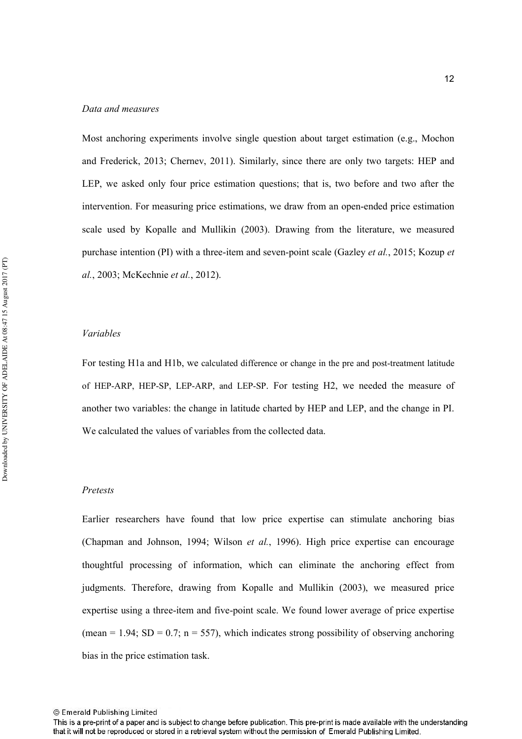*Data and measures*

Most anchoring experiments involve single question about target estimation (e.g., Mochon and Frederick, 2013; Chernev, 2011). Similarly, since there are only two targets: HEP and LEP, we asked only four price estimation questions; that is, two before and two after the intervention. For measuring price estimations, we draw from an open-ended price estimation scale used by Kopalle and Mullikin (2003). Drawing from the literature, we measured purchase intention (PI) with a three-item and seven-point scale (Gazley *et al.*, 2015; Kozup *et al.*, 2003; McKechnie *et al.*, 2012).

*Variables*

For testing H1a and H1b, we calculated difference or change in the pre and post-treatment latitude of HEP-ARP, HEP-SP, LEP-ARP, and LEP-SP. For testing H2, we needed the measure of another two variables: the change in latitude charted by HEP and LEP, and the change in PI. We calculated the values of variables from the collected data.

*Pretests*

Earlier researchers have found that low price expertise can stimulate anchoring bias (Chapman and Johnson, 1994; Wilson *et al.*, 1996). High price expertise can encourage thoughtful processing of information, which can eliminate the anchoring effect from judgments. Therefore, drawing from Kopalle and Mullikin (2003), we measured price expertise using a three-item and five-point scale. We found lower average of price expertise (mean = 1.94; SD = 0.7; n = 557), which indicates strong possibility of observing anchoring bias in the price estimation task.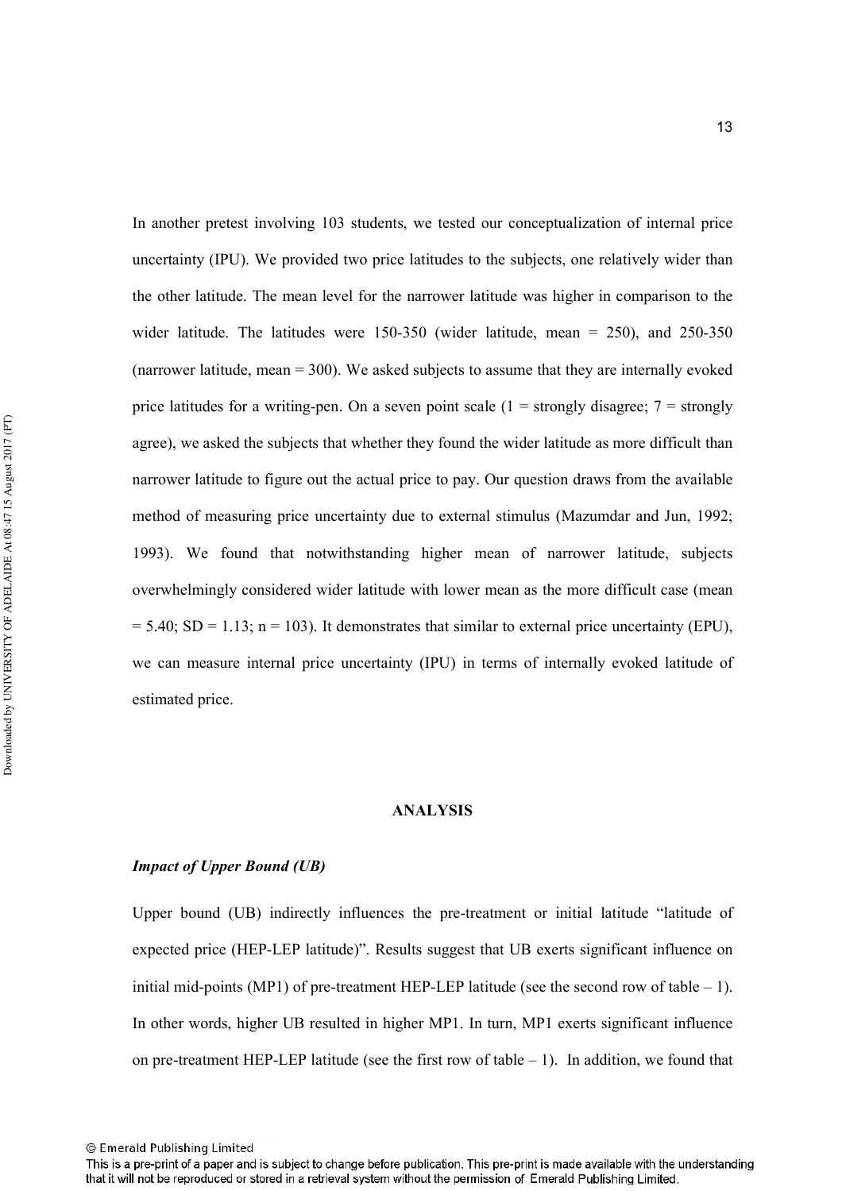In another pretest involving 103 students, we tested our conceptualization of internal price uncertainty (IPU). We provided two price latitudes to the subjects, one relatively wider than the other latitude. The mean level for the narrower latitude was higher in comparison to the wider latitude. The latitudes were 150-350 (wider latitude, mean = 250), and 250-350 (narrower latitude, mean = 300). We asked subjects to assume that they are internally evoked price latitudes for a writing-pen. On a seven point scale (1 = strongly disagree; 7 = strongly agree), we asked the subjects that whether they found the wider latitude as more difficult than narrower latitude to figure out the actual price to pay. Our question draws from the available method of measuring price uncertainty due to external stimulus (Mazumdar and Jun, 1992; 1993). We found that notwithstanding higher mean of narrower latitude, subjects overwhelmingly considered wider latitude with lower mean as the more difficult case (mean = 5.40; SD = 1.13; n = 103). It demonstrates that similar to external price uncertainty (EPU), we can measure internal price uncertainty (IPU) in terms of internally evoked latitude of estimated price.

## ANALYSIS

### *Impact of Upper Bound (UB)*

Upper bound (UB) indirectly influences the pre-treatment or initial latitude "latitude of expected price (HEP-LEP latitude)". Results suggest that UB exerts significant influence on initial mid-points (MP1) of pre-treatment HEP-LEP latitude (see the second row of table – 1). In other words, higher UB resulted in higher MP1. In turn, MP1 exerts significant influence on pre-treatment HEP-LEP latitude (see the first row of table – 1). In addition, we found that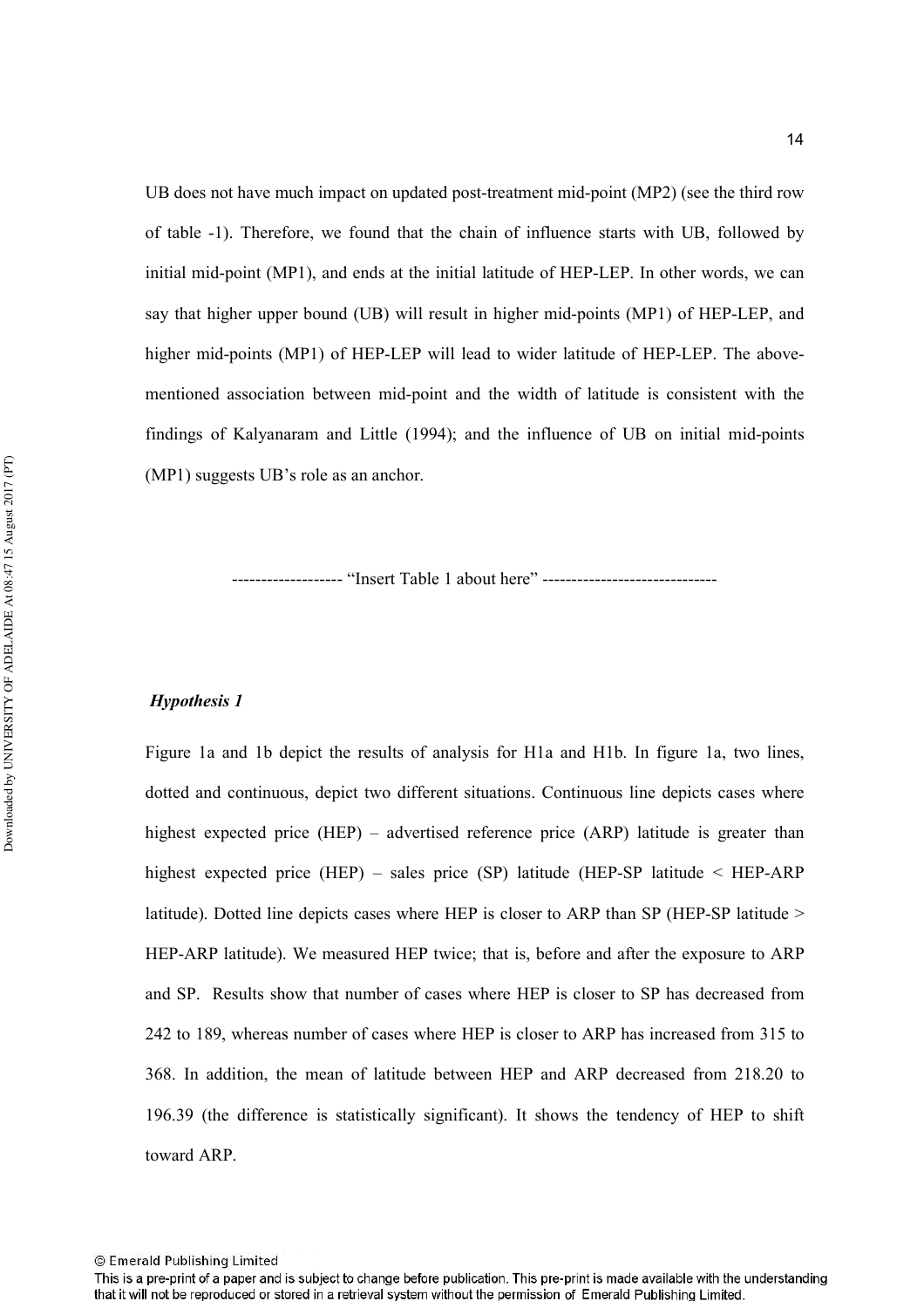UB does not have much impact on updated post-treatment mid-point (MP2) (see the third row of table -1). Therefore, we found that the chain of influence starts with UB, followed by initial mid-point (MP1), and ends at the initial latitude of HEP-LEP. In other words, we can say that higher upper bound (UB) will result in higher mid-points (MP1) of HEP-LEP, and higher mid-points (MP1) of HEP-LEP will lead to wider latitude of HEP-LEP. The above-mentioned association between mid-point and the width of latitude is consistent with the findings of Kalyanaram and Little (1994); and the influence of UB on initial mid-points (MP1) suggests UB's role as an anchor.

------------------ "Insert Table 1 about here" -----------------------------

### *Hypothesis 1*

Figure 1a and 1b depict the results of analysis for H1a and H1b. In figure 1a, two lines, dotted and continuous, depict two different situations. Continuous line depicts cases where highest expected price (HEP) – advertised reference price (ARP) latitude is greater than highest expected price (HEP) – sales price (SP) latitude (HEP-SP latitude < HEP-ARP latitude). Dotted line depicts cases where HEP is closer to ARP than SP (HEP-SP latitude > HEP-ARP latitude). We measured HEP twice; that is, before and after the exposure to ARP and SP. Results show that number of cases where HEP is closer to SP has decreased from 242 to 189, whereas number of cases where HEP is closer to ARP has increased from 315 to 368. In addition, the mean of latitude between HEP and ARP decreased from 218.20 to 196.39 (the difference is statistically significant). It shows the tendency of HEP to shift toward ARP.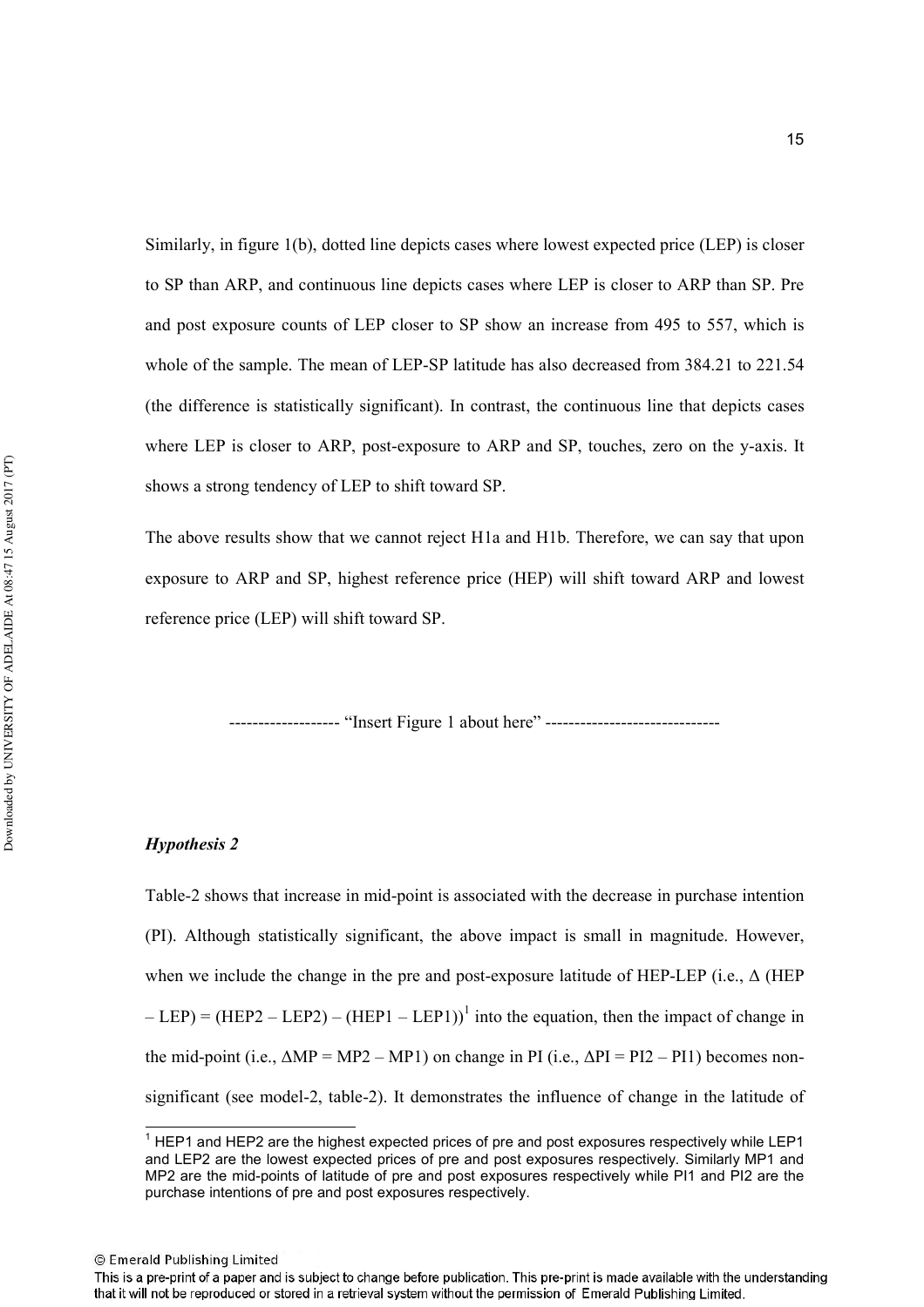Similarly, in figure 1(b), dotted line depicts cases where lowest expected price (LEP) is closer to SP than ARP, and continuous line depicts cases where LEP is closer to ARP than SP. Pre and post exposure counts of LEP closer to SP show an increase from 495 to 557, which is whole of the sample. The mean of LEP-SP latitude has also decreased from 384.21 to 221.54 (the difference is statistically significant). In contrast, the continuous line that depicts cases where LEP is closer to ARP, post-exposure to ARP and SP, touches, zero on the y-axis. It shows a strong tendency of LEP to shift toward SP.

The above results show that we cannot reject H1a and H1b. Therefore, we can say that upon exposure to ARP and SP, highest reference price (HEP) will shift toward ARP and lowest reference price (LEP) will shift toward SP.

------------------- "Insert Figure 1 about here" ------------------------------

### *Hypothesis 2*

Table-2 shows that increase in mid-point is associated with the decrease in purchase intention (PI). Although statistically significant, the above impact is small in magnitude. However, when we include the change in the pre and post-exposure latitude of HEP-LEP (i.e., $\Delta$ (HEP – LEP) = (HEP2 – LEP2) – (HEP1 – LEP1))[1] into the equation, then the impact of change in the mid-point (i.e., $\Delta$MP = MP2 – MP1) on change in PI (i.e., $\Delta$PI = PI2 – PI1) becomes non-significant (see model-2, table-2). It demonstrates the influence of change in the latitude of

[1] HEP1 and HEP2 are the highest expected prices of pre and post exposures respectively while LEP1 and LEP2 are the lowest expected prices of pre and post exposures respectively. Similarly MP1 and MP2 are the mid-points of latitude of pre and post exposures respectively while PI1 and PI2 are the purchase intentions of pre and post exposures respectively.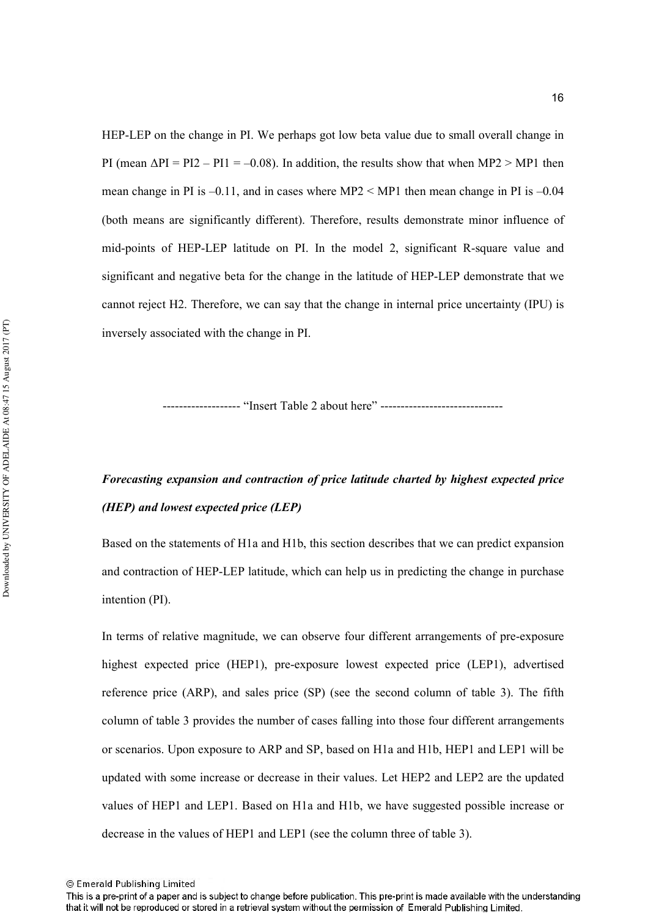HEP-LEP on the change in PI. We perhaps got low beta value due to small overall change in PI (mean $\Delta PI = PI2 - PI1 = -0.08$). In addition, the results show that when MP2 > MP1 then mean change in PI is –0.11, and in cases where MP2 < MP1 then mean change in PI is –0.04 (both means are significantly different). Therefore, results demonstrate minor influence of mid-points of HEP-LEP latitude on PI. In the model 2, significant R-square value and significant and negative beta for the change in the latitude of HEP-LEP demonstrate that we cannot reject H2. Therefore, we can say that the change in internal price uncertainty (IPU) is inversely associated with the change in PI.

------------------ "Insert Table 2 about here" -----------------------------

***Forecasting expansion and contraction of price latitude charted by highest expected price (HEP) and lowest expected price (LEP)***

Based on the statements of H1a and H1b, this section describes that we can predict expansion and contraction of HEP-LEP latitude, which can help us in predicting the change in purchase intention (PI).

In terms of relative magnitude, we can observe four different arrangements of pre-exposure highest expected price (HEP1), pre-exposure lowest expected price (LEP1), advertised reference price (ARP), and sales price (SP) (see the second column of table 3). The fifth column of table 3 provides the number of cases falling into those four different arrangements or scenarios. Upon exposure to ARP and SP, based on H1a and H1b, HEP1 and LEP1 will be updated with some increase or decrease in their values. Let HEP2 and LEP2 are the updated values of HEP1 and LEP1. Based on H1a and H1b, we have suggested possible increase or decrease in the values of HEP1 and LEP1 (see the column three of table 3).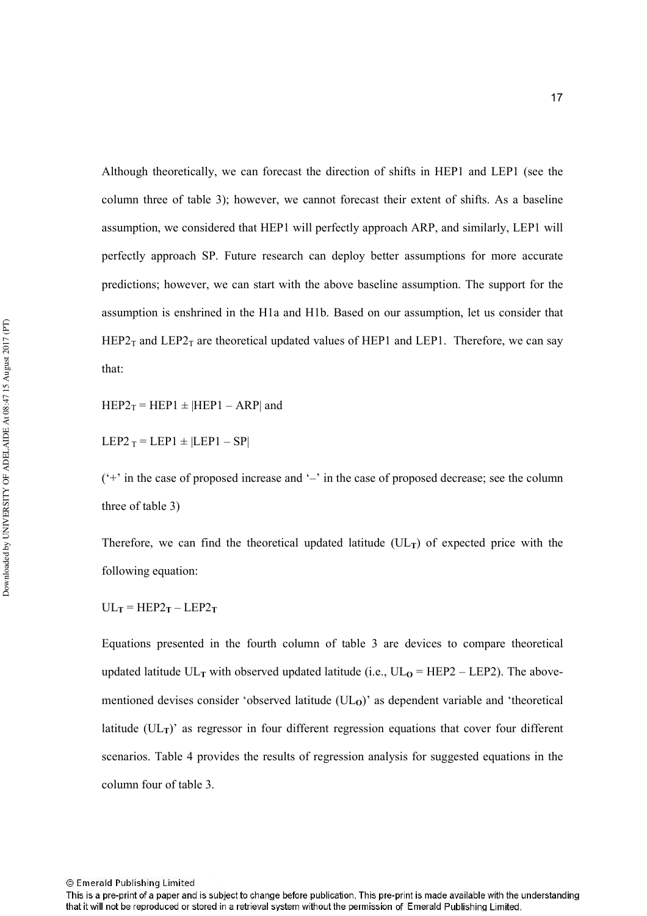Although theoretically, we can forecast the direction of shifts in HEP1 and LEP1 (see the column three of table 3); however, we cannot forecast their extent of shifts. As a baseline assumption, we considered that HEP1 will perfectly approach ARP, and similarly, LEP1 will perfectly approach SP. Future research can deploy better assumptions for more accurate predictions; however, we can start with the above baseline assumption. The support for the assumption is enshrined in the H1a and H1b. Based on our assumption, let us consider that $HEP2_T$ and $LEP2_T$ are theoretical updated values of HEP1 and LEP1. Therefore, we can say that:

$HEP2_T = HEP1 \pm |HEP1 - ARP|$ and

$LEP2_T = LEP1 \pm |LEP1 - SP|$

('+' in the case of proposed increase and '–' in the case of proposed decrease; see the column three of table 3)

Therefore, we can find the theoretical updated latitude ($UL_T$) of expected price with the following equation:

$UL_T = HEP2_T - LEP2_T$

Equations presented in the fourth column of table 3 are devices to compare theoretical updated latitude $UL_T$ with observed updated latitude (i.e., $UL_O = HEP2 - LEP2$). The above-mentioned devises consider 'observed latitude ($UL_O$)' as dependent variable and 'theoretical latitude ($UL_T$)' as regressor in four different regression equations that cover four different scenarios. Table 4 provides the results of regression analysis for suggested equations in the column four of table 3.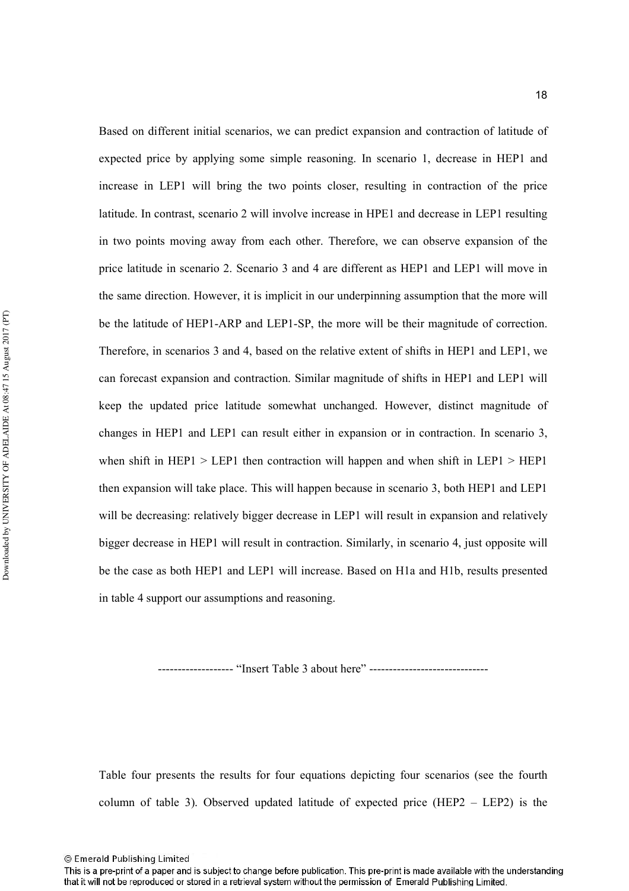Based on different initial scenarios, we can predict expansion and contraction of latitude of expected price by applying some simple reasoning. In scenario 1, decrease in HEP1 and increase in LEP1 will bring the two points closer, resulting in contraction of the price latitude. In contrast, scenario 2 will involve increase in HPE1 and decrease in LEP1 resulting in two points moving away from each other. Therefore, we can observe expansion of the price latitude in scenario 2. Scenario 3 and 4 are different as HEP1 and LEP1 will move in the same direction. However, it is implicit in our underpinning assumption that the more will be the latitude of HEP1-ARP and LEP1-SP, the more will be their magnitude of correction. Therefore, in scenarios 3 and 4, based on the relative extent of shifts in HEP1 and LEP1, we can forecast expansion and contraction. Similar magnitude of shifts in HEP1 and LEP1 will keep the updated price latitude somewhat unchanged. However, distinct magnitude of changes in HEP1 and LEP1 can result either in expansion or in contraction. In scenario 3, when shift in HEP1 > LEP1 then contraction will happen and when shift in LEP1 > HEP1 then expansion will take place. This will happen because in scenario 3, both HEP1 and LEP1 will be decreasing: relatively bigger decrease in LEP1 will result in expansion and relatively bigger decrease in HEP1 will result in contraction. Similarly, in scenario 4, just opposite will be the case as both HEP1 and LEP1 will increase. Based on H1a and H1b, results presented in table 4 support our assumptions and reasoning.

------------------ "Insert Table 3 about here" -----------------------------

Table four presents the results for four equations depicting four scenarios (see the fourth column of table 3). Observed updated latitude of expected price (HEP2 – LEP2) is the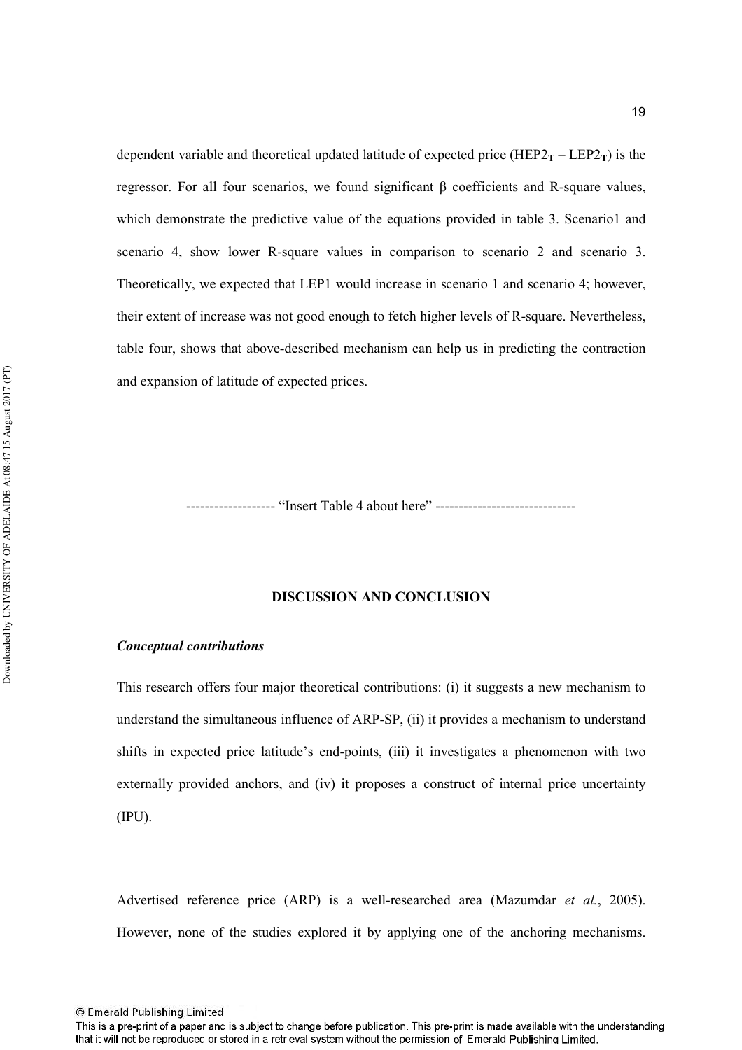dependent variable and theoretical updated latitude of expected price ($HEP2_T$ – $LEP2_T$) is the regressor. For all four scenarios, we found significant β coefficients and R-square values, which demonstrate the predictive value of the equations provided in table 3. Scenario1 and scenario 4, show lower R-square values in comparison to scenario 2 and scenario 3. Theoretically, we expected that LEP1 would increase in scenario 1 and scenario 4; however, their extent of increase was not good enough to fetch higher levels of R-square. Nevertheless, table four, shows that above-described mechanism can help us in predicting the contraction and expansion of latitude of expected prices.

------------------- "Insert Table 4 about here" ------------------------------

## DISCUSSION AND CONCLUSION

### *Conceptual contributions*

This research offers four major theoretical contributions: (i) it suggests a new mechanism to understand the simultaneous influence of ARP-SP, (ii) it provides a mechanism to understand shifts in expected price latitude's end-points, (iii) it investigates a phenomenon with two externally provided anchors, and (iv) it proposes a construct of internal price uncertainty (IPU).

Advertised reference price (ARP) is a well-researched area (Mazumdar *et al.*, 2005). However, none of the studies explored it by applying one of the anchoring mechanisms.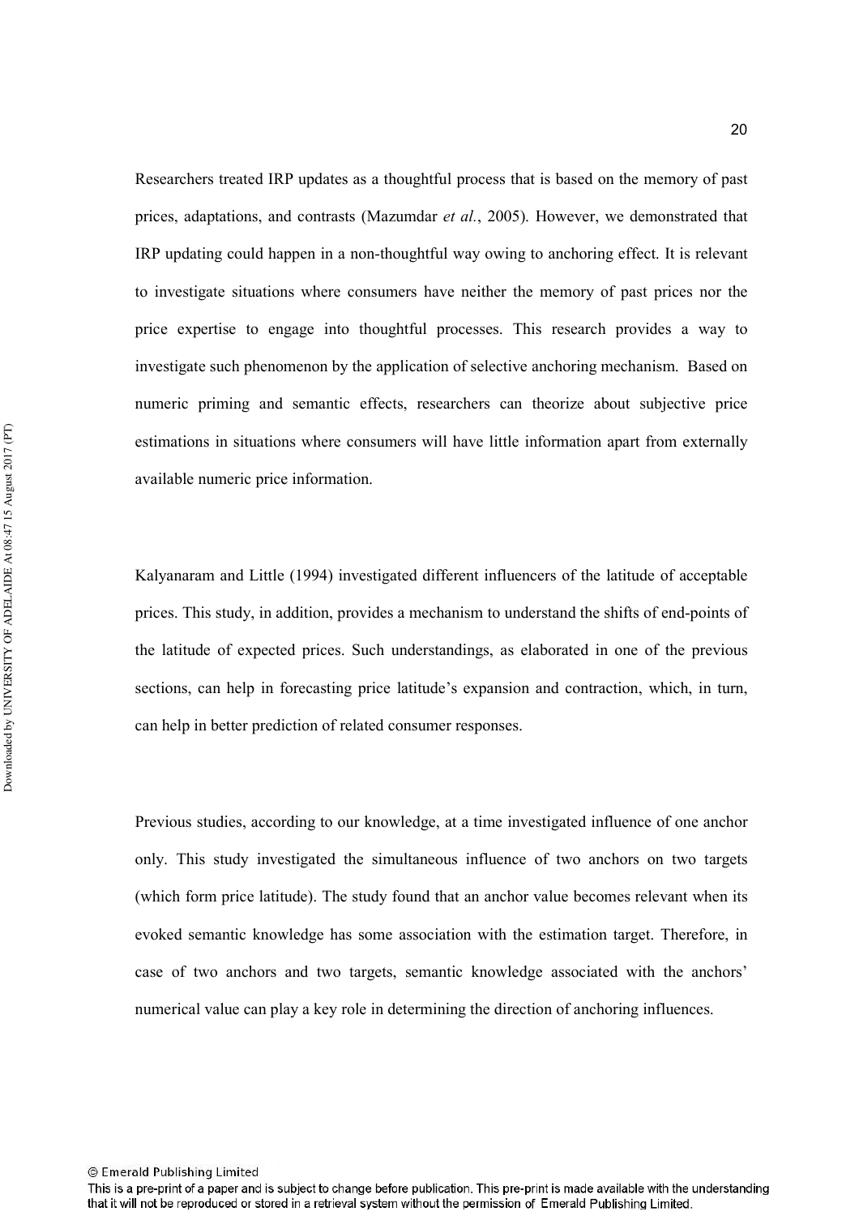Researchers treated IRP updates as a thoughtful process that is based on the memory of past prices, adaptations, and contrasts (Mazumdar *et al.*, 2005). However, we demonstrated that IRP updating could happen in a non-thoughtful way owing to anchoring effect. It is relevant to investigate situations where consumers have neither the memory of past prices nor the price expertise to engage into thoughtful processes. This research provides a way to investigate such phenomenon by the application of selective anchoring mechanism. Based on numeric priming and semantic effects, researchers can theorize about subjective price estimations in situations where consumers will have little information apart from externally available numeric price information.

Kalyanaram and Little (1994) investigated different influencers of the latitude of acceptable prices. This study, in addition, provides a mechanism to understand the shifts of end-points of the latitude of expected prices. Such understandings, as elaborated in one of the previous sections, can help in forecasting price latitude's expansion and contraction, which, in turn, can help in better prediction of related consumer responses.

Previous studies, according to our knowledge, at a time investigated influence of one anchor only. This study investigated the simultaneous influence of two anchors on two targets (which form price latitude). The study found that an anchor value becomes relevant when its evoked semantic knowledge has some association with the estimation target. Therefore, in case of two anchors and two targets, semantic knowledge associated with the anchors' numerical value can play a key role in determining the direction of anchoring influences.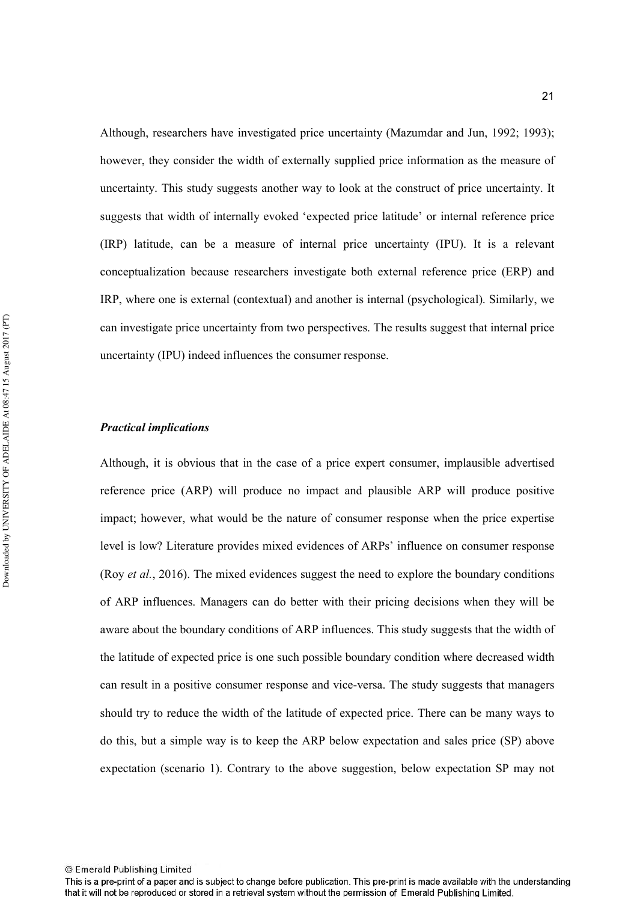Although, researchers have investigated price uncertainty (Mazumdar and Jun, 1992; 1993); however, they consider the width of externally supplied price information as the measure of uncertainty. This study suggests another way to look at the construct of price uncertainty. It suggests that width of internally evoked 'expected price latitude' or internal reference price (IRP) latitude, can be a measure of internal price uncertainty (IPU). It is a relevant conceptualization because researchers investigate both external reference price (ERP) and IRP, where one is external (contextual) and another is internal (psychological). Similarly, we can investigate price uncertainty from two perspectives. The results suggest that internal price uncertainty (IPU) indeed influences the consumer response.

### *Practical implications*

Although, it is obvious that in the case of a price expert consumer, implausible advertised reference price (ARP) will produce no impact and plausible ARP will produce positive impact; however, what would be the nature of consumer response when the price expertise level is low? Literature provides mixed evidences of ARPs' influence on consumer response (Roy *et al.*, 2016). The mixed evidences suggest the need to explore the boundary conditions of ARP influences. Managers can do better with their pricing decisions when they will be aware about the boundary conditions of ARP influences. This study suggests that the width of the latitude of expected price is one such possible boundary condition where decreased width can result in a positive consumer response and vice-versa. The study suggests that managers should try to reduce the width of the latitude of expected price. There can be many ways to do this, but a simple way is to keep the ARP below expectation and sales price (SP) above expectation (scenario 1). Contrary to the above suggestion, below expectation SP may not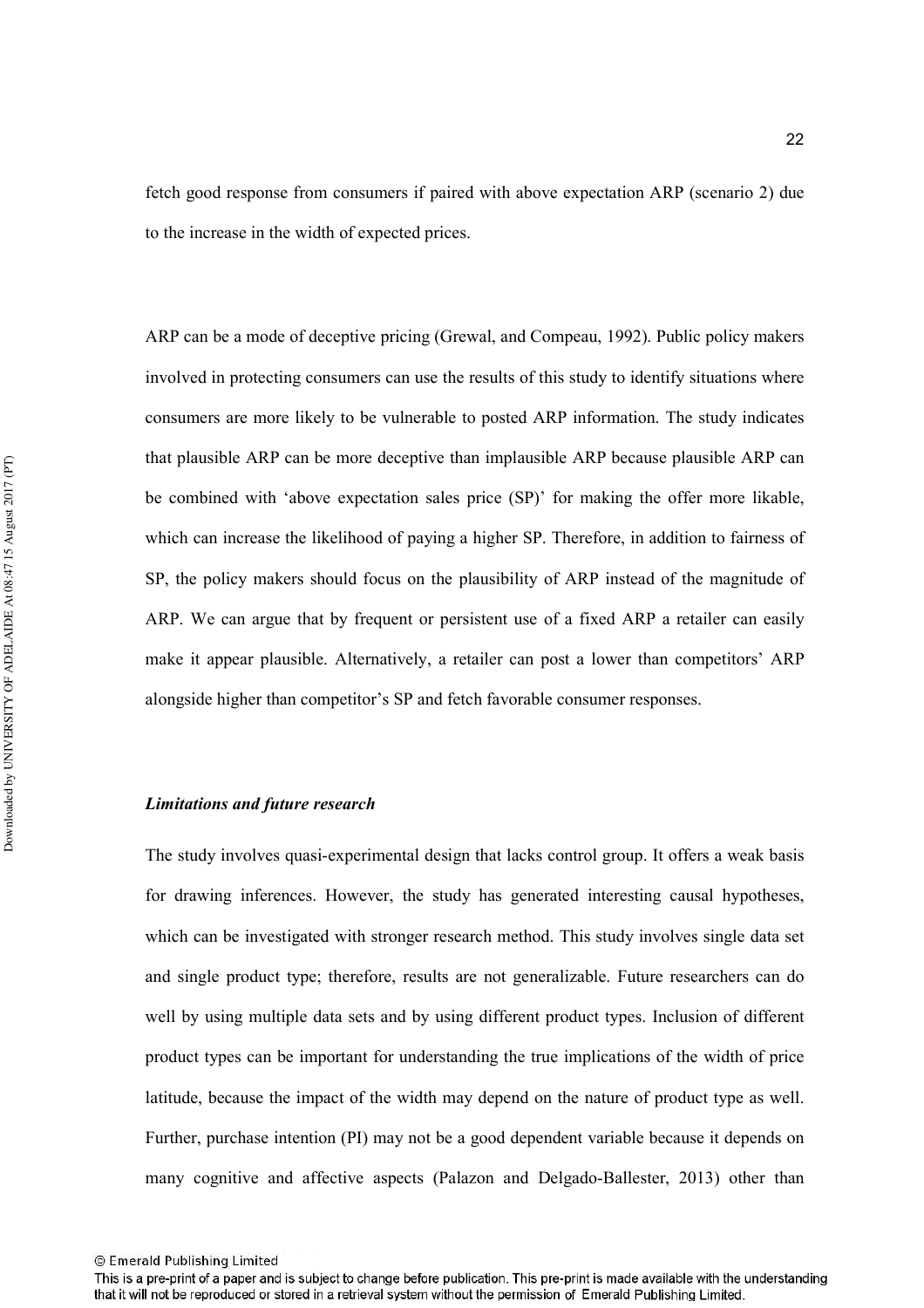fetch good response from consumers if paired with above expectation ARP (scenario 2) due to the increase in the width of expected prices.

ARP can be a mode of deceptive pricing (Grewal, and Compeau, 1992). Public policy makers involved in protecting consumers can use the results of this study to identify situations where consumers are more likely to be vulnerable to posted ARP information. The study indicates that plausible ARP can be more deceptive than implausible ARP because plausible ARP can be combined with 'above expectation sales price (SP)' for making the offer more likable, which can increase the likelihood of paying a higher SP. Therefore, in addition to fairness of SP, the policy makers should focus on the plausibility of ARP instead of the magnitude of ARP. We can argue that by frequent or persistent use of a fixed ARP a retailer can easily make it appear plausible. Alternatively, a retailer can post a lower than competitors' ARP alongside higher than competitor's SP and fetch favorable consumer responses.

### *Limitations and future research*

The study involves quasi-experimental design that lacks control group. It offers a weak basis for drawing inferences. However, the study has generated interesting causal hypotheses, which can be investigated with stronger research method. This study involves single data set and single product type; therefore, results are not generalizable. Future researchers can do well by using multiple data sets and by using different product types. Inclusion of different product types can be important for understanding the true implications of the width of price latitude, because the impact of the width may depend on the nature of product type as well. Further, purchase intention (PI) may not be a good dependent variable because it depends on many cognitive and affective aspects (Palazon and Delgado-Ballester, 2013) other than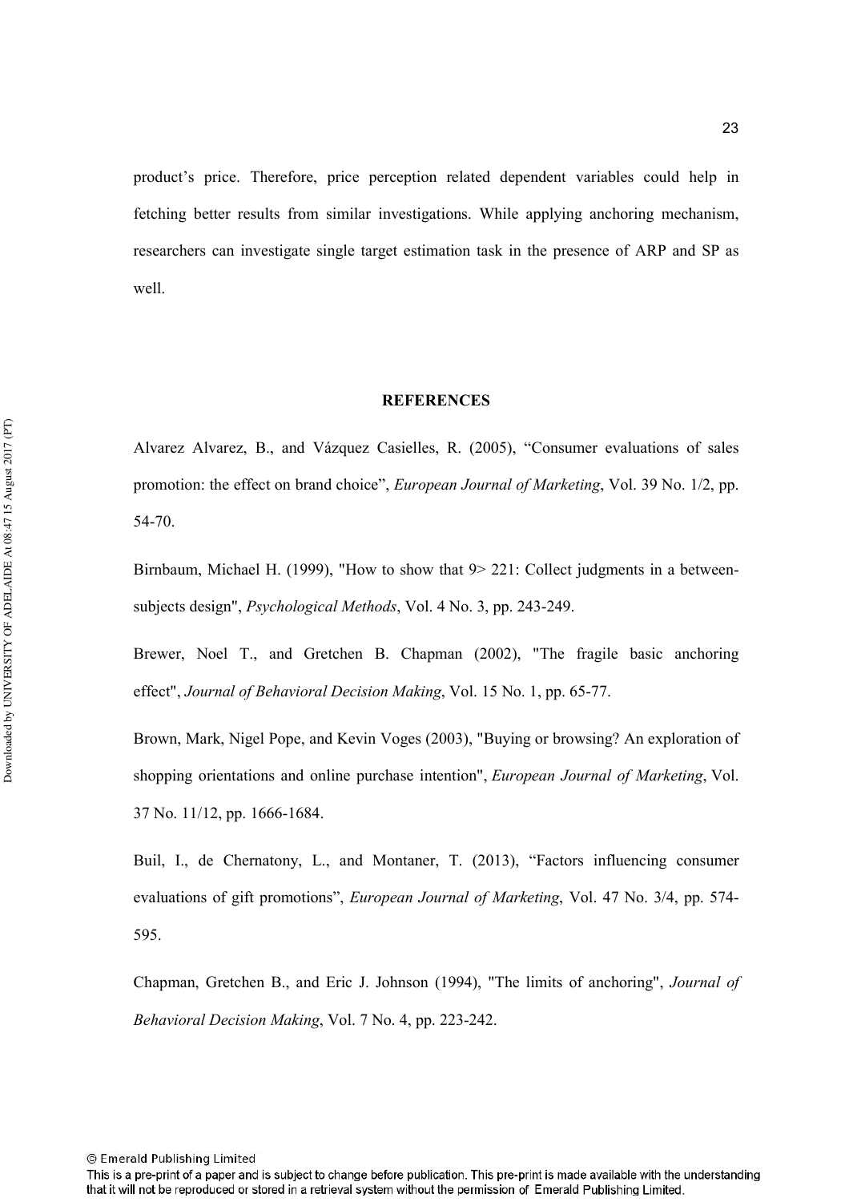product's price. Therefore, price perception related dependent variables could help in fetching better results from similar investigations. While applying anchoring mechanism, researchers can investigate single target estimation task in the presence of ARP and SP as well.

## REFERENCES

Alvarez Alvarez, B., and Vázquez Casielles, R. (2005), "Consumer evaluations of sales promotion: the effect on brand choice", *European Journal of Marketing*, Vol. 39 No. 1/2, pp. 54-70.

Birnbaum, Michael H. (1999), "How to show that 9> 221: Collect judgments in a between-subjects design", *Psychological Methods*, Vol. 4 No. 3, pp. 243-249.

Brewer, Noel T., and Gretchen B. Chapman (2002), "The fragile basic anchoring effect", *Journal of Behavioral Decision Making*, Vol. 15 No. 1, pp. 65-77.

Brown, Mark, Nigel Pope, and Kevin Voges (2003), "Buying or browsing? An exploration of shopping orientations and online purchase intention", *European Journal of Marketing*, Vol. 37 No. 11/12, pp. 1666-1684.

Buil, I., de Chernatony, L., and Montaner, T. (2013), "Factors influencing consumer evaluations of gift promotions", *European Journal of Marketing*, Vol. 47 No. 3/4, pp. 574-595.

Chapman, Gretchen B., and Eric J. Johnson (1994), "The limits of anchoring", *Journal of Behavioral Decision Making*, Vol. 7 No. 4, pp. 223-242.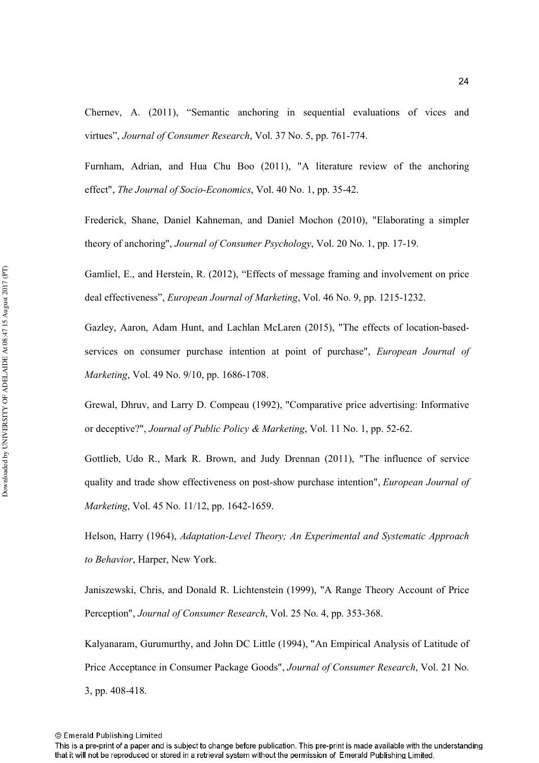Chernev, A. (2011), “Semantic anchoring in sequential evaluations of vices and virtues”, *Journal of Consumer Research*, Vol. 37 No. 5, pp. 761-774.

Furnham, Adrian, and Hua Chu Boo (2011), "A literature review of the anchoring effect", *The Journal of Socio-Economics*, Vol. 40 No. 1, pp. 35-42.

Frederick, Shane, Daniel Kahneman, and Daniel Mochon (2010), "Elaborating a simpler theory of anchoring", *Journal of Consumer Psychology*, Vol. 20 No. 1, pp. 17-19.

Gamliel, E., and Herstein, R. (2012), “Effects of message framing and involvement on price deal effectiveness”, *European Journal of Marketing*, Vol. 46 No. 9, pp. 1215-1232.

Gazley, Aaron, Adam Hunt, and Lachlan McLaren (2015), "The effects of location-based-services on consumer purchase intention at point of purchase", *European Journal of Marketing*, Vol. 49 No. 9/10, pp. 1686-1708.

Grewal, Dhruv, and Larry D. Compeau (1992), "Comparative price advertising: Informative or deceptive?", *Journal of Public Policy & Marketing*, Vol. 11 No. 1, pp. 52-62.

Gottlieb, Udo R., Mark R. Brown, and Judy Drennan (2011), "The influence of service quality and trade show effectiveness on post-show purchase intention", *European Journal of Marketing*, Vol. 45 No. 11/12, pp. 1642-1659.

Helson, Harry (1964), *Adaptation-Level Theory; An Experimental and Systematic Approach to Behavior*, Harper, New York.

Janiszewski, Chris, and Donald R. Lichtenstein (1999), "A Range Theory Account of Price Perception", *Journal of Consumer Research*, Vol. 25 No. 4, pp. 353-368.

Kalyanaram, Gurumurthy, and John DC Little (1994), "An Empirical Analysis of Latitude of Price Acceptance in Consumer Package Goods", *Journal of Consumer Research*, Vol. 21 No. 3, pp. 408-418.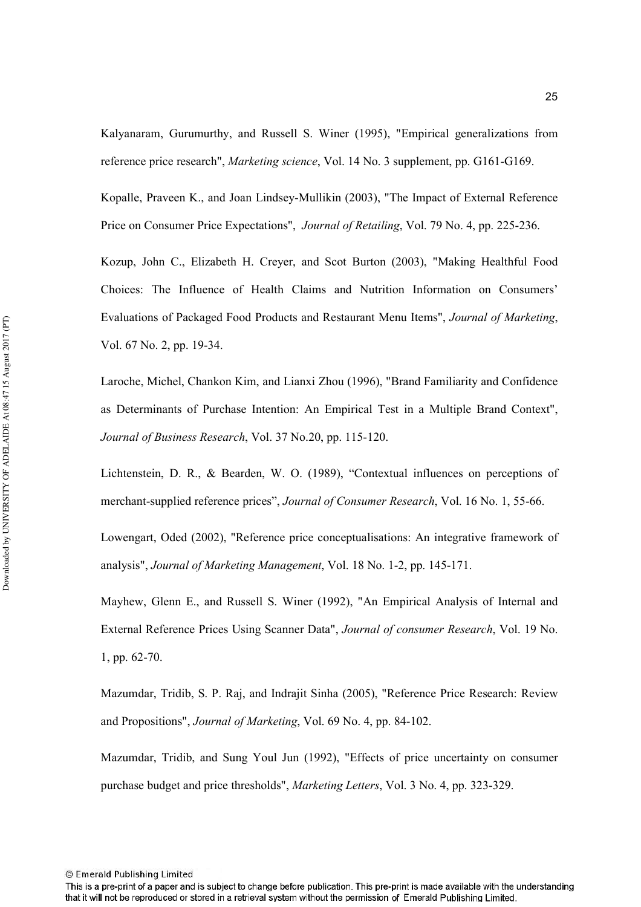Kalyanaram, Gurumurthy, and Russell S. Winer (1995), "Empirical generalizations from reference price research", *Marketing science*, Vol. 14 No. 3 supplement, pp. G161-G169.

Kopalle, Praveen K., and Joan Lindsey-Mullikin (2003), "The Impact of External Reference Price on Consumer Price Expectations", *Journal of Retailing*, Vol. 79 No. 4, pp. 225-236.

Kozup, John C., Elizabeth H. Creyer, and Scot Burton (2003), "Making Healthful Food Choices: The Influence of Health Claims and Nutrition Information on Consumers' Evaluations of Packaged Food Products and Restaurant Menu Items", *Journal of Marketing*, Vol. 67 No. 2, pp. 19-34.

Laroche, Michel, Chankon Kim, and Lianxi Zhou (1996), "Brand Familiarity and Confidence as Determinants of Purchase Intention: An Empirical Test in a Multiple Brand Context", *Journal of Business Research*, Vol. 37 No.20, pp. 115-120.

Lichtenstein, D. R., & Bearden, W. O. (1989), "Contextual influences on perceptions of merchant-supplied reference prices", *Journal of Consumer Research*, Vol. 16 No. 1, 55-66.

Lowengart, Oded (2002), "Reference price conceptualisations: An integrative framework of analysis", *Journal of Marketing Management*, Vol. 18 No. 1-2, pp. 145-171.

Mayhew, Glenn E., and Russell S. Winer (1992), "An Empirical Analysis of Internal and External Reference Prices Using Scanner Data", *Journal of consumer Research*, Vol. 19 No. 1, pp. 62-70.

Mazumdar, Tridib, S. P. Raj, and Indrajit Sinha (2005), "Reference Price Research: Review and Propositions", *Journal of Marketing*, Vol. 69 No. 4, pp. 84-102.

Mazumdar, Tridib, and Sung Youl Jun (1992), "Effects of price uncertainty on consumer purchase budget and price thresholds", *Marketing Letters*, Vol. 3 No. 4, pp. 323-329.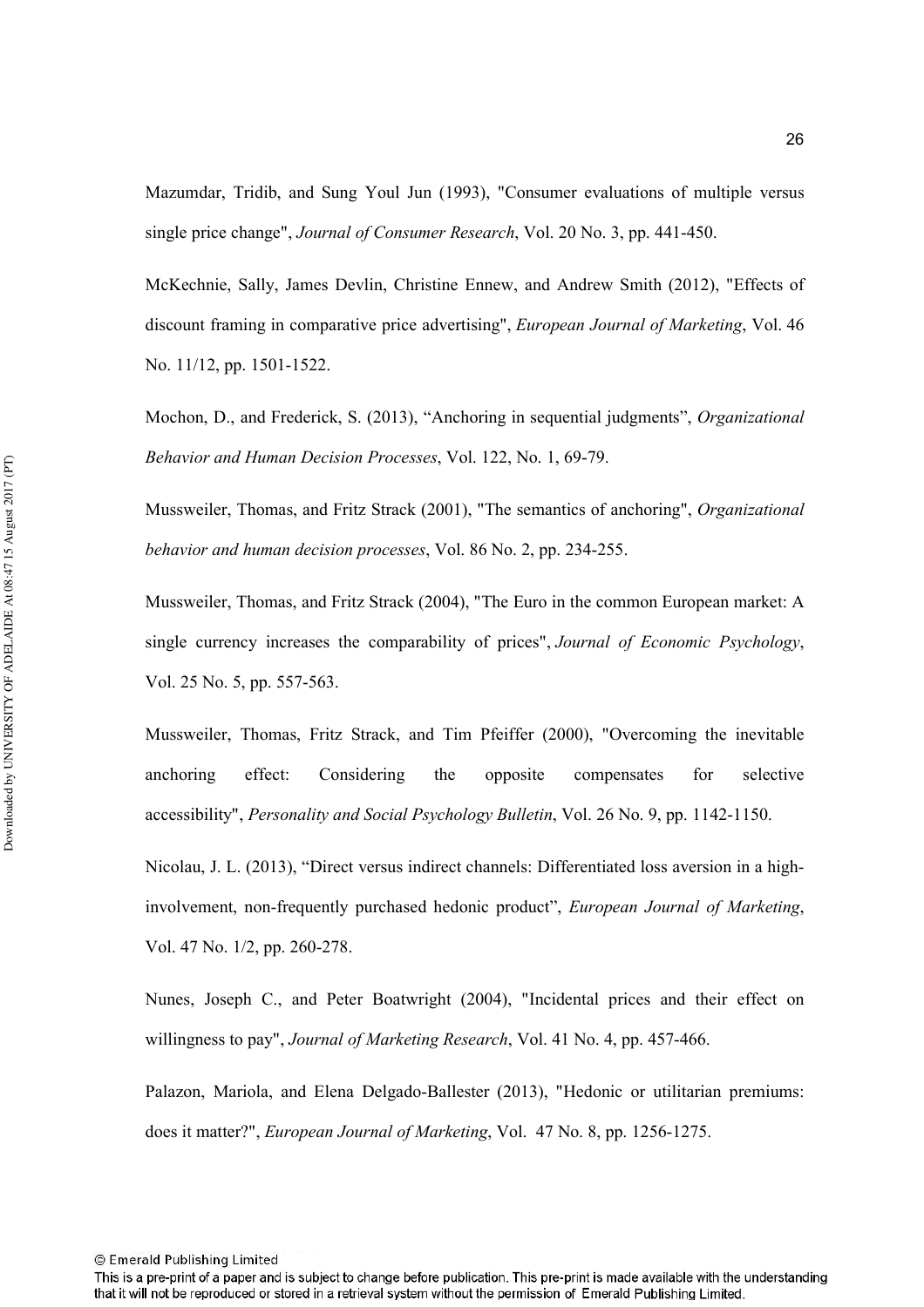Mazumdar, Tridib, and Sung Youl Jun (1993), "Consumer evaluations of multiple versus single price change", *Journal of Consumer Research*, Vol. 20 No. 3, pp. 441-450.

McKechnie, Sally, James Devlin, Christine Ennew, and Andrew Smith (2012), "Effects of discount framing in comparative price advertising", *European Journal of Marketing*, Vol. 46 No. 11/12, pp. 1501-1522.

Mochon, D., and Frederick, S. (2013), "Anchoring in sequential judgments", *Organizational Behavior and Human Decision Processes*, Vol. 122, No. 1, 69-79.

Mussweiler, Thomas, and Fritz Strack (2001), "The semantics of anchoring", *Organizational behavior and human decision processes*, Vol. 86 No. 2, pp. 234-255.

Mussweiler, Thomas, and Fritz Strack (2004), "The Euro in the common European market: A single currency increases the comparability of prices", *Journal of Economic Psychology*, Vol. 25 No. 5, pp. 557-563.

Mussweiler, Thomas, Fritz Strack, and Tim Pfeiffer (2000), "Overcoming the inevitable anchoring effect: Considering the opposite compensates for selective accessibility", *Personality and Social Psychology Bulletin*, Vol. 26 No. 9, pp. 1142-1150.

Nicolau, J. L. (2013), "Direct versus indirect channels: Differentiated loss aversion in a high-involvement, non-frequently purchased hedonic product", *European Journal of Marketing*, Vol. 47 No. 1/2, pp. 260-278.

Nunes, Joseph C., and Peter Boatwright (2004), "Incidental prices and their effect on willingness to pay", *Journal of Marketing Research*, Vol. 41 No. 4, pp. 457-466.

Palazon, Mariola, and Elena Delgado-Ballester (2013), "Hedonic or utilitarian premiums: does it matter?", *European Journal of Marketing*, Vol. 47 No. 8, pp. 1256-1275.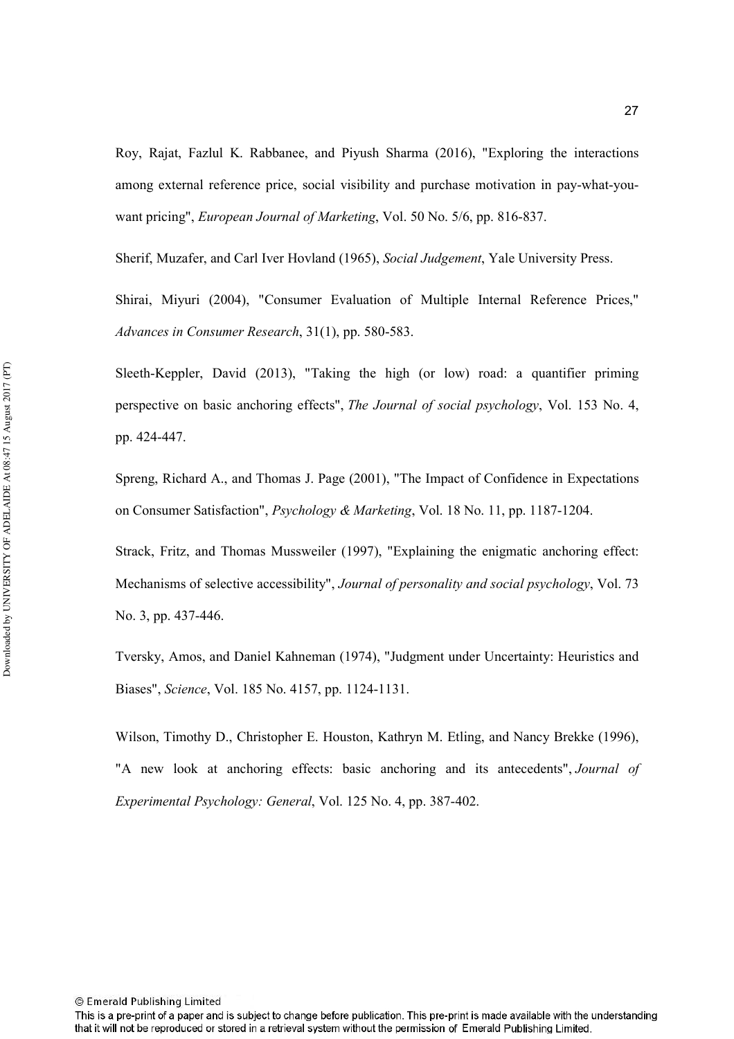Roy, Rajat, Fazlul K. Rabbanee, and Piyush Sharma (2016), "Exploring the interactions among external reference price, social visibility and purchase motivation in pay-what-you-want pricing", *European Journal of Marketing*, Vol. 50 No. 5/6, pp. 816-837.

Sherif, Muzafer, and Carl Iver Hovland (1965), *Social Judgement*, Yale University Press.

Shirai, Miyuri (2004), "Consumer Evaluation of Multiple Internal Reference Prices," *Advances in Consumer Research*, 31(1), pp. 580-583.

Sleeth-Keppler, David (2013), "Taking the high (or low) road: a quantifier priming perspective on basic anchoring effects", *The Journal of social psychology*, Vol. 153 No. 4, pp. 424-447.

Spreng, Richard A., and Thomas J. Page (2001), "The Impact of Confidence in Expectations on Consumer Satisfaction", *Psychology & Marketing*, Vol. 18 No. 11, pp. 1187-1204.

Strack, Fritz, and Thomas Mussweiler (1997), "Explaining the enigmatic anchoring effect: Mechanisms of selective accessibility", *Journal of personality and social psychology*, Vol. 73 No. 3, pp. 437-446.

Tversky, Amos, and Daniel Kahneman (1974), "Judgment under Uncertainty: Heuristics and Biases", *Science*, Vol. 185 No. 4157, pp. 1124-1131.

Wilson, Timothy D., Christopher E. Houston, Kathryn M. Etling, and Nancy Brekke (1996), "A new look at anchoring effects: basic anchoring and its antecedents", *Journal of Experimental Psychology: General*, Vol. 125 No. 4, pp. 387-402.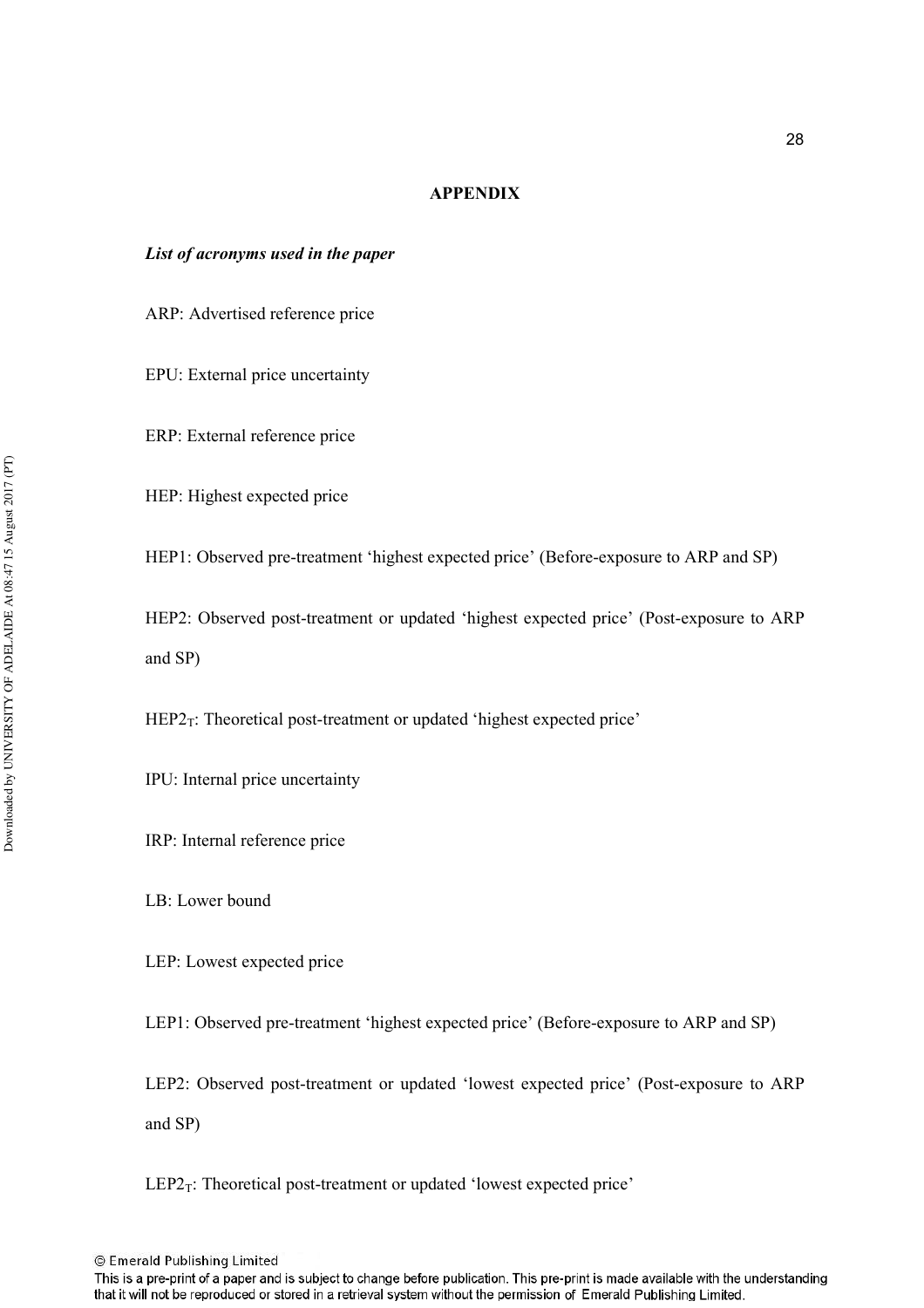**APPENDIX**

***List of acronyms used in the paper***

ARP: Advertised reference price

EPU: External price uncertainty

ERP: External reference price

HEP: Highest expected price

HEP1: Observed pre-treatment 'highest expected price' (Before-exposure to ARP and SP)

HEP2: Observed post-treatment or updated 'highest expected price' (Post-exposure to ARP and SP)

$HEP2_T$: Theoretical post-treatment or updated 'highest expected price'

IPU: Internal price uncertainty

IRP: Internal reference price

LB: Lower bound

LEP: Lowest expected price

LEP1: Observed pre-treatment 'highest expected price' (Before-exposure to ARP and SP)

LEP2: Observed post-treatment or updated 'lowest expected price' (Post-exposure to ARP and SP)

$LEP2_T$: Theoretical post-treatment or updated 'lowest expected price'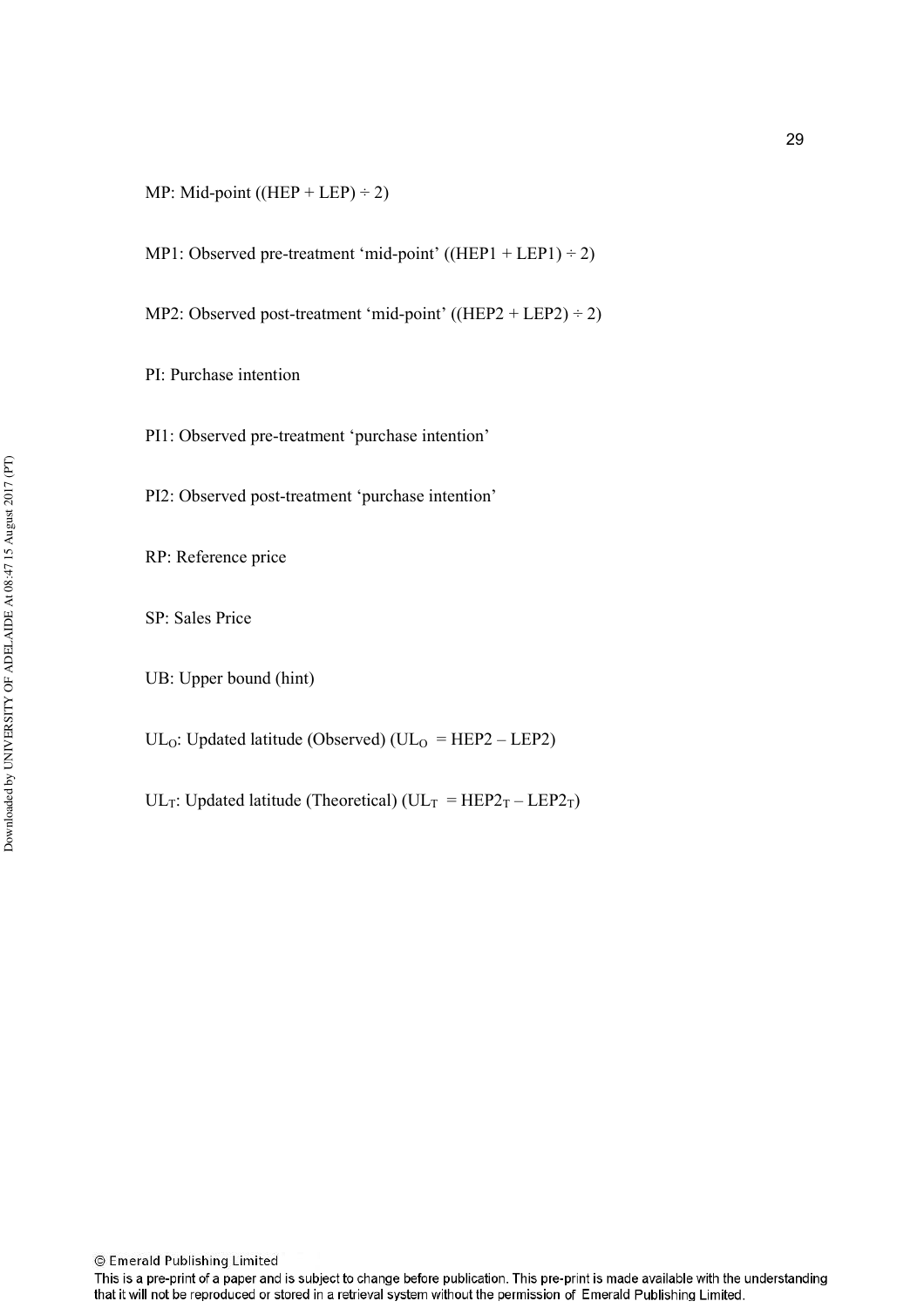MP: Mid-point ((HEP + LEP) ÷ 2)

MP1: Observed pre-treatment 'mid-point' ((HEP1 + LEP1) ÷ 2)

MP2: Observed post-treatment 'mid-point' ((HEP2 + LEP2) ÷ 2)

PI: Purchase intention

PI1: Observed pre-treatment 'purchase intention'

PI2: Observed post-treatment 'purchase intention'

RP: Reference price

SP: Sales Price

UB: Upper bound (hint)

$UL_O$: Updated latitude (Observed) ($UL_O$ = HEP2 – LEP2)

$UL_T$: Updated latitude (Theoretical) ($UL_T$ = $HEP2_T$ – $LEP2_T$)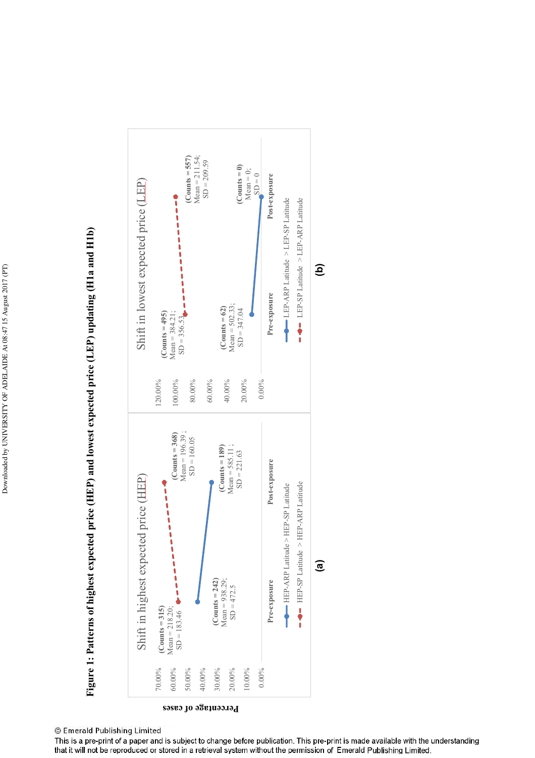**Figure 1: Patterns of highest expected price (HEP) and lowest expected price (LEP) updating (H1a and H1b)**

**(a)** Shift in highest expected price (HEP)

Percentage of cases

- Pre-exposure: HEP-SP Latitude > HEP-ARP Latitude (Counts = 315) Mean = 218.20; SD = 183.46
- Pre-exposure: HEP-ARP Latitude > HEP-SP Latitude (Counts = 242) Mean = 938.29; SD = 472.5
- Post-exposure: HEP-SP Latitude > HEP-ARP Latitude (Counts = 368) Mean = 196.39; SD = 160.05
- Post-exposure: HEP-ARP Latitude > HEP-SP Latitude (Counts = 189) Mean = 585.11; SD = 221.63

**(b)** Shift in lowest expected price (LEP)

- Pre-exposure: LEP-SP Latitude > LEP-ARP Latitude (Counts = 495) Mean = 384.21; SD = 356.53
- Pre-exposure: LEP-ARP Latitude > LEP-SP Latitude (Counts = 62) Mean = 502.33; SD = 347.04
- Post-exposure: LEP-SP Latitude > LEP-ARP Latitude (Counts = 557) Mean = 211.54; SD = 209.59
- Post-exposure: LEP-ARP Latitude > LEP-SP Latitude (Counts = 0) Mean = 0; SD = 0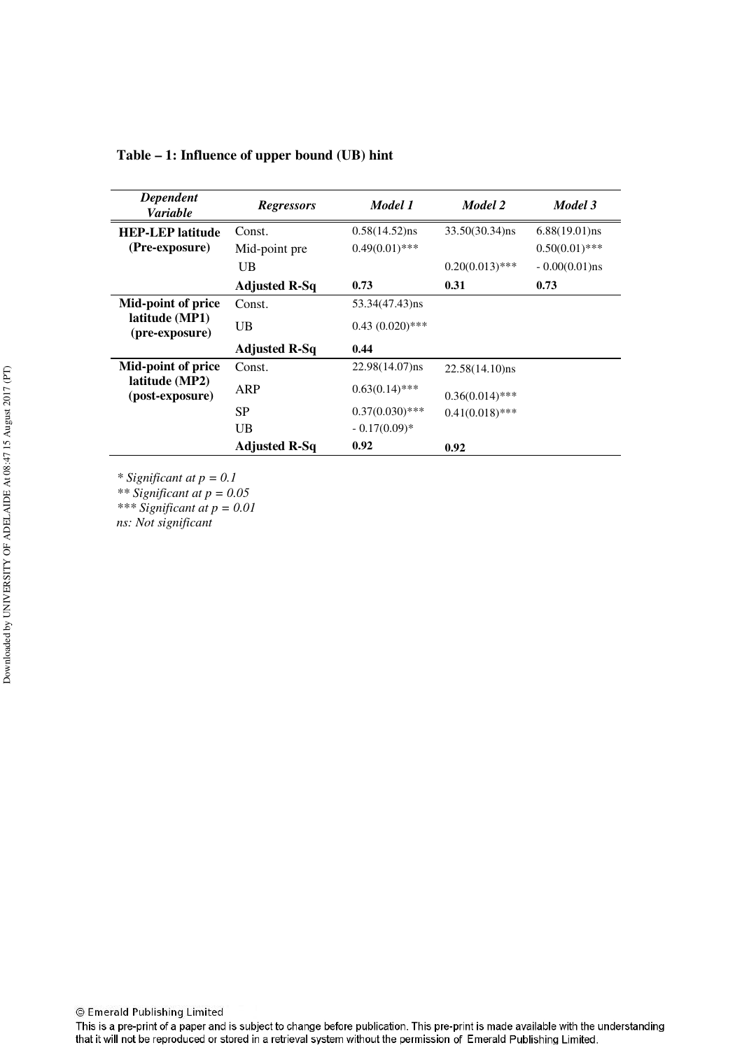**Table – 1: Influence of upper bound (UB) hint**

| *Dependent Variable* | *Regressors* | *Model 1* | *Model 2* | *Model 3* |
|---|---|---|---|---|
| **HEP-LEP latitude (Pre-exposure)** | Const. | 0.58(14.52)ns | 33.50(30.34)ns | 6.88(19.01)ns |
| | Mid-point pre | 0.49(0.01)*** | | 0.50(0.01)*** |
| | UB | | 0.20(0.013)*** | - 0.00(0.01)ns |
| | **Adjusted R-Sq** | **0.73** | **0.31** | **0.73** |
| **Mid-point of price latitude (MP1) (pre-exposure)** | Const. | 53.34(47.43)ns | | |
| | UB | 0.43 (0.020)*** | | |
| | **Adjusted R-Sq** | **0.44** | | |
| **Mid-point of price latitude (MP2) (post-exposure)** | Const. | 22.98(14.07)ns | 22.58(14.10)ns | |
| | ARP | 0.63(0.14)*** | 0.36(0.014)*** | |
| | SP | 0.37(0.030)*** | 0.41(0.018)*** | |
| | UB | - 0.17(0.09)* | | |
| | **Adjusted R-Sq** | **0.92** | **0.92** | |

*\* Significant at p = 0.1*
*\*\* Significant at p = 0.05*
*\*\*\* Significant at p = 0.01*
*ns: Not significant*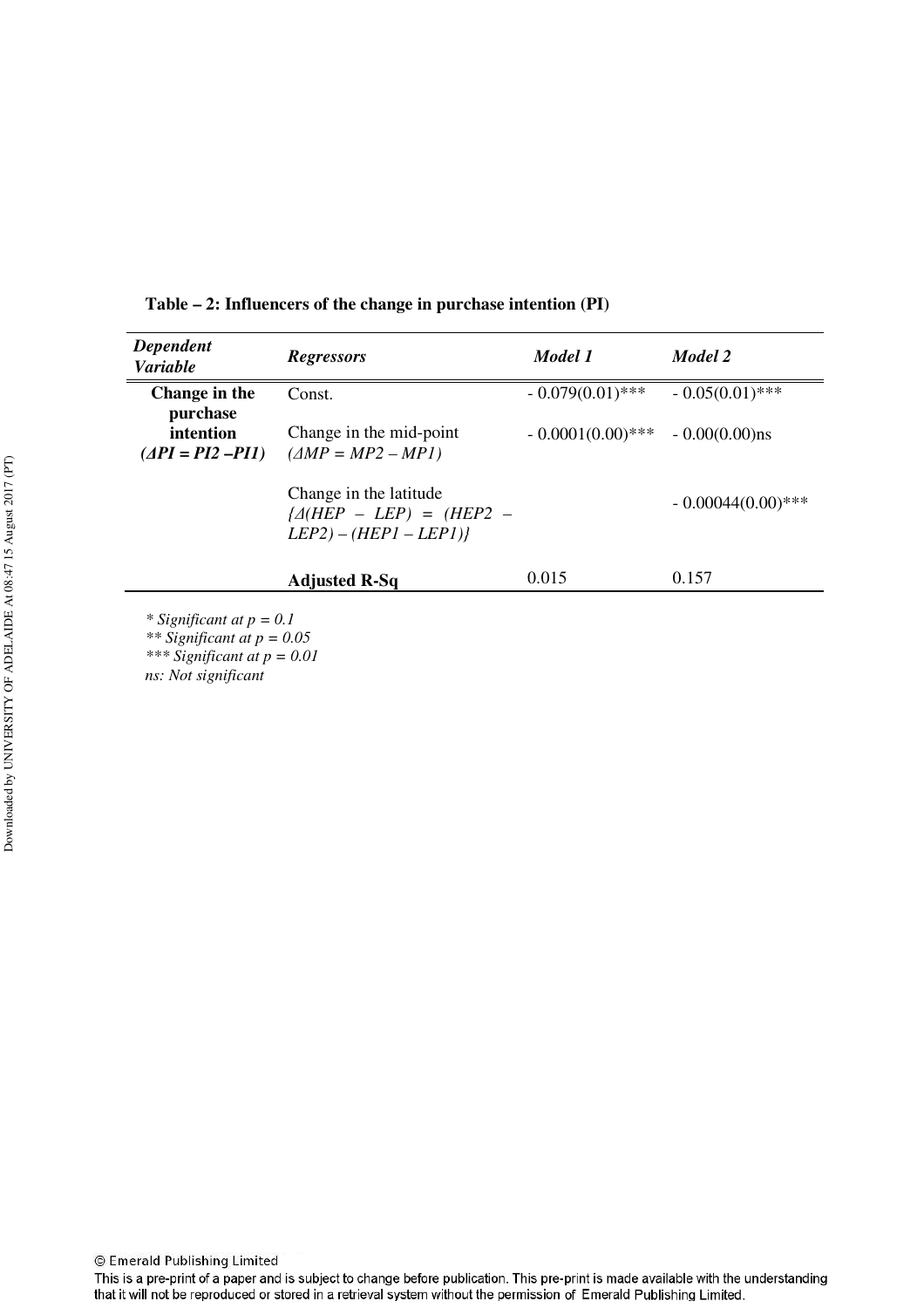**Table – 2: Influencers of the change in purchase intention (PI)**

| *Dependent Variable* | *Regressors* | *Model 1* | *Model 2* |
|---|---|---|---|
| **Change in the purchase intention** **(*ΔPI = PI2 –PI1*)** | Const. | - 0.079(0.01)*** | - 0.05(0.01)*** |
| | Change in the mid-point (*ΔMP = MP2 – MP1*) | - 0.0001(0.00)*** | - 0.00(0.00)ns |
| | Change in the latitude *{Δ(HEP – LEP) = (HEP2 – LEP2) – (HEP1 – LEP1)}* | | - 0.00044(0.00)*** |
| | **Adjusted R-Sq** | 0.015 | 0.157 |

*\* Significant at p = 0.1*
*\*\* Significant at p = 0.05*
*\*\*\* Significant at p = 0.01*
*ns: Not significant*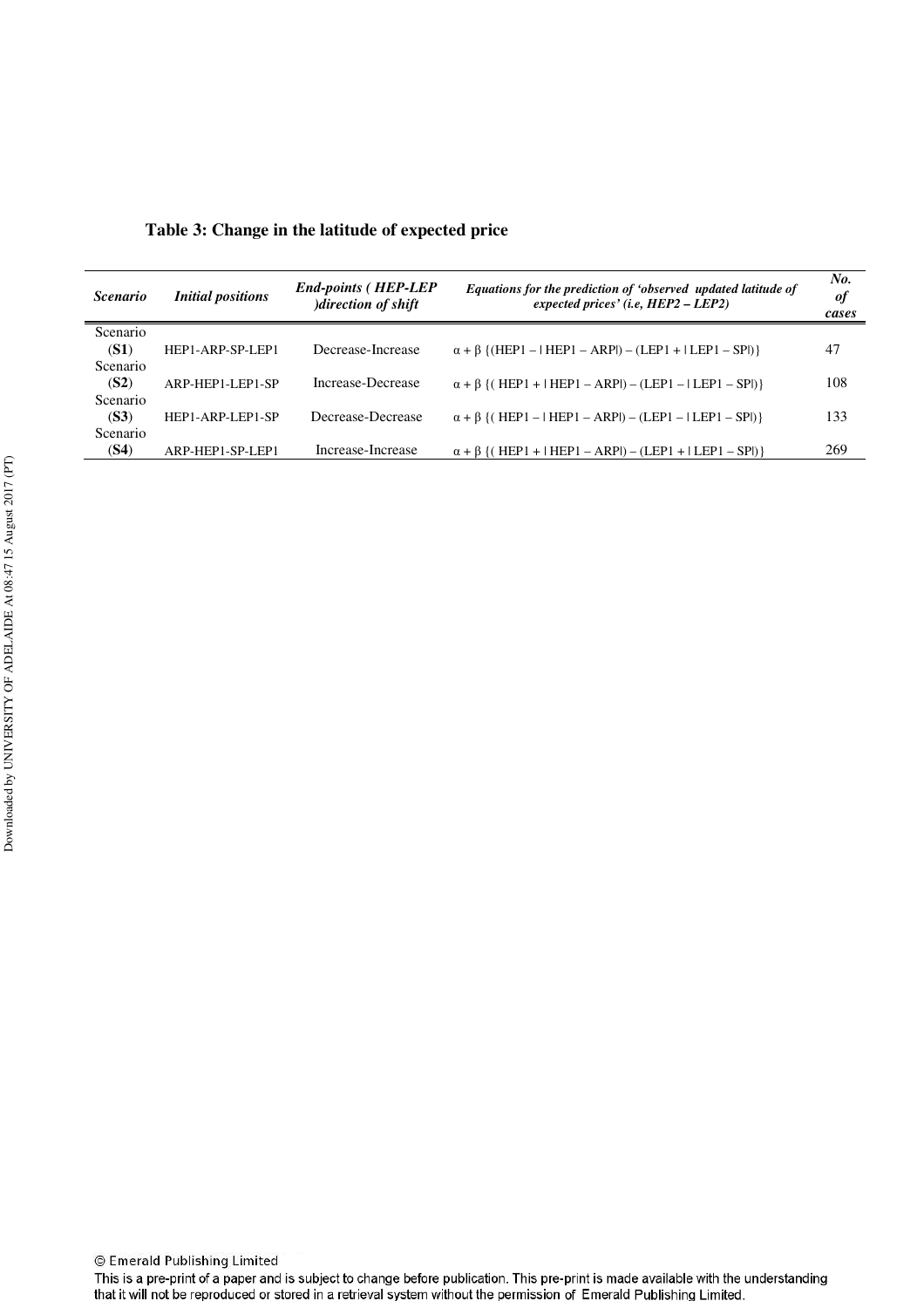**Table 3: Change in the latitude of expected price**

| *Scenario* | *Initial positions* | *End-points ( HEP-LEP )direction of shift* | *Equations for the prediction of 'observed updated latitude of expected prices' (i.e, HEP2 – LEP2)* | *No. of cases* |
|---|---|---|---|---|
| Scenario (**S1**) | HEP1-ARP-SP-LEP1 | Decrease-Increase | $\alpha + \beta \{(HEP1 - \mid HEP1 - ARP\mid) - (LEP1 + \mid LEP1 - SP\mid)\}$ | 47 |
| Scenario (**S2**) | ARP-HEP1-LEP1-SP | Increase-Decrease | $\alpha + \beta \{( HEP1 + \mid HEP1 - ARP\mid) - (LEP1 - \mid LEP1 - SP\mid)\}$ | 108 |
| Scenario (**S3**) | HEP1-ARP-LEP1-SP | Decrease-Decrease | $\alpha + \beta \{( HEP1 - \mid HEP1 - ARP\mid) - (LEP1 - \mid LEP1 - SP\mid)\}$ | 133 |
| Scenario (**S4**) | ARP-HEP1-SP-LEP1 | Increase-Increase | $\alpha + \beta \{( HEP1 + \mid HEP1 - ARP\mid) - (LEP1 + \mid LEP1 - SP\mid)\}$ | 269 |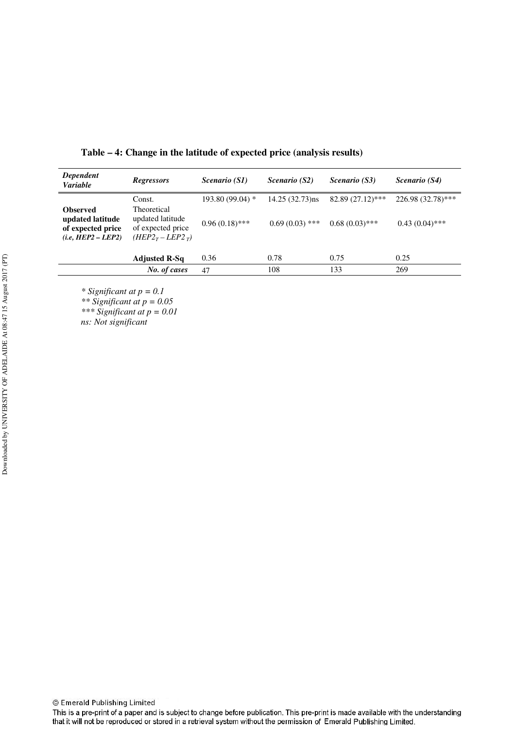**Table – 4: Change in the latitude of expected price (analysis results)**

| *Dependent Variable* | *Regressors* | *Scenario (S1)* | *Scenario (S2)* | *Scenario (S3)* | *Scenario (S4)* |
|---|---|---|---|---|---|
| **Observed updated latitude of expected price** ***(i.e, HEP2 – LEP2)*** | Const. | 193.80 (99.04) * | 14.25 (32.73)ns | 82.89 (27.12)*** | 226.98 (32.78)*** |
| | Theoretical updated latitude of expected price *($HEP2_T – LEP2_T$)* | 0.96 (0.18)*** | 0.69 (0.03) *** | 0.68 (0.03)*** | 0.43 (0.04)*** |
| | **Adjusted R-Sq** | 0.36 | 0.78 | 0.75 | 0.25 |
| | ***No. of cases*** | 47 | 108 | 133 | 269 |

*\* Significant at p = 0.1*
*\*\* Significant at p = 0.05*
*\*\*\* Significant at p = 0.01*
*ns: Not significant*